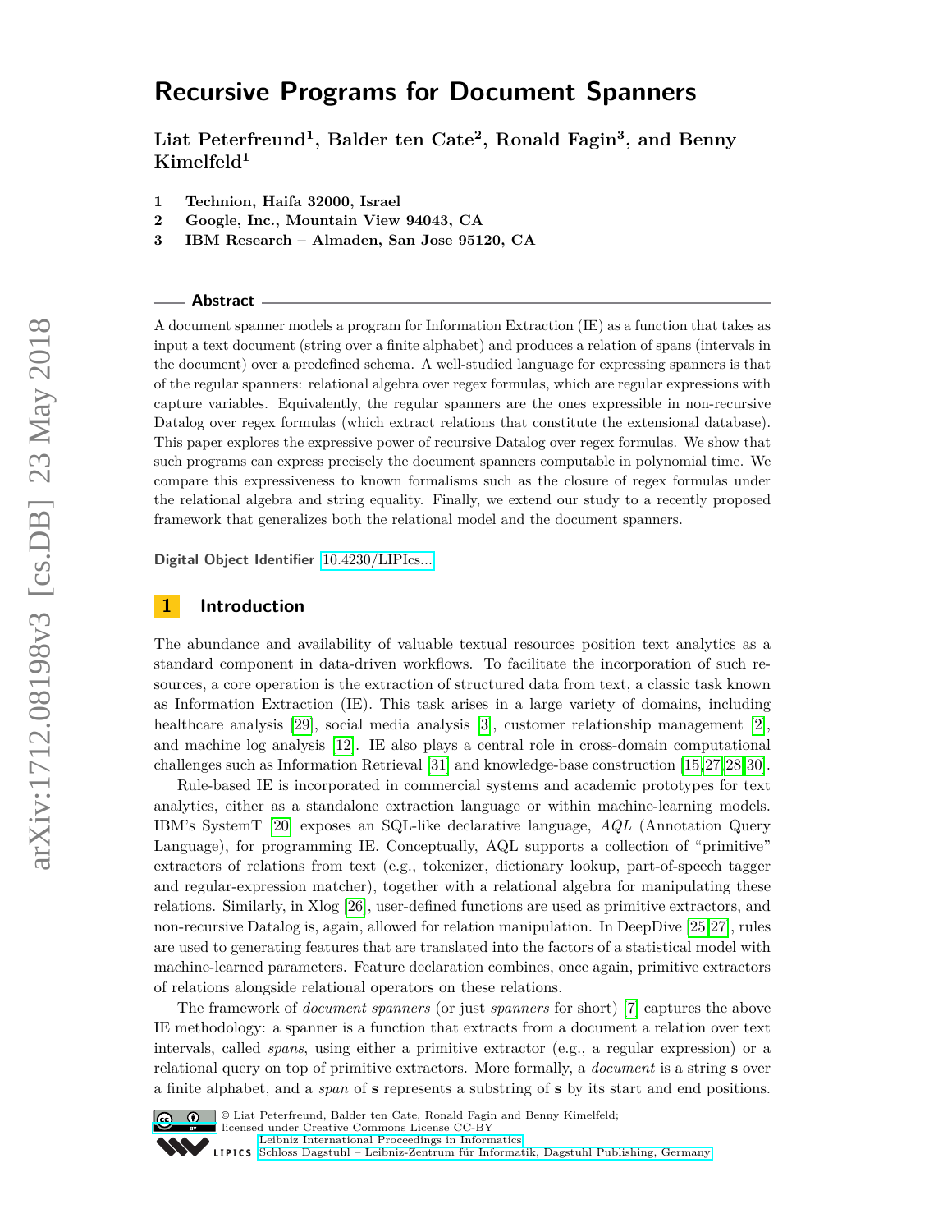# Recursive Programs for Document Spanners

**Liat Peterfreund[1], Balder ten Cate[2], Ronald Fagin[3], and Benny Kimelfeld[1]**

1 **Technion, Haifa 32000, Israel**
2 **Google, Inc., Mountain View 94043, CA**
3 **IBM Research – Almaden, San Jose 95120, CA**

## Abstract

A document spanner models a program for Information Extraction (IE) as a function that takes as input a text document (string over a finite alphabet) and produces a relation of spans (intervals in the document) over a predefined schema. A well-studied language for expressing spanners is that of the regular spanners: relational algebra over regex formulas, which are regular expressions with capture variables. Equivalently, the regular spanners are the ones expressible in non-recursive Datalog over regex formulas (which extract relations that constitute the extensional database). This paper explores the expressive power of recursive Datalog over regex formulas. We show that such programs can express precisely the document spanners computable in polynomial time. We compare this expressiveness to known formalisms such as the closure of regex formulas under the relational algebra and string equality. Finally, we extend our study to a recently proposed framework that generalizes both the relational model and the document spanners.

**Digital Object Identifier** 10.4230/LIPIcs...

## 1 Introduction

The abundance and availability of valuable textual resources position text analytics as a standard component in data-driven workflows. To facilitate the incorporation of such resources, a core operation is the extraction of structured data from text, a classic task known as Information Extraction (IE). This task arises in a large variety of domains, including healthcare analysis [29], social media analysis [3], customer relationship management [2], and machine log analysis [12]. IE also plays a central role in cross-domain computational challenges such as Information Retrieval [31] and knowledge-base construction [15,27,28,30].

Rule-based IE is incorporated in commercial systems and academic prototypes for text analytics, either as a standalone extraction language or within machine-learning models. IBM's SystemT [20] exposes an SQL-like declarative language, *AQL* (Annotation Query Language), for programming IE. Conceptually, AQL supports a collection of "primitive" extractors of relations from text (e.g., tokenizer, dictionary lookup, part-of-speech tagger and regular-expression matcher), together with a relational algebra for manipulating these relations. Similarly, in Xlog [26], user-defined functions are used as primitive extractors, and non-recursive Datalog is, again, allowed for relation manipulation. In DeepDive [25,27], rules are used to generating features that are translated into the factors of a statistical model with machine-learned parameters. Feature declaration combines, once again, primitive extractors of relations alongside relational operators on these relations.

The framework of *document spanners* (or just *spanners* for short) [7] captures the above IE methodology: a spanner is a function that extracts from a document a relation over text intervals, called *spans*, using either a primitive extractor (e.g., a regular expression) or a relational query on top of primitive extractors. More formally, a *document* is a string $\mathbf{s}$ over a finite alphabet, and a *span* of $\mathbf{s}$ represents a substring of $\mathbf{s}$ by its start and end positions.

© Liat Peterfreund, Balder ten Cate, Ronald Fagin and Benny Kimelfeld;
licensed under Creative Commons License CC-BY
Leibniz International Proceedings in Informatics
Schloss Dagstuhl – Leibniz-Zentrum für Informatik, Dagstuhl Publishing, Germany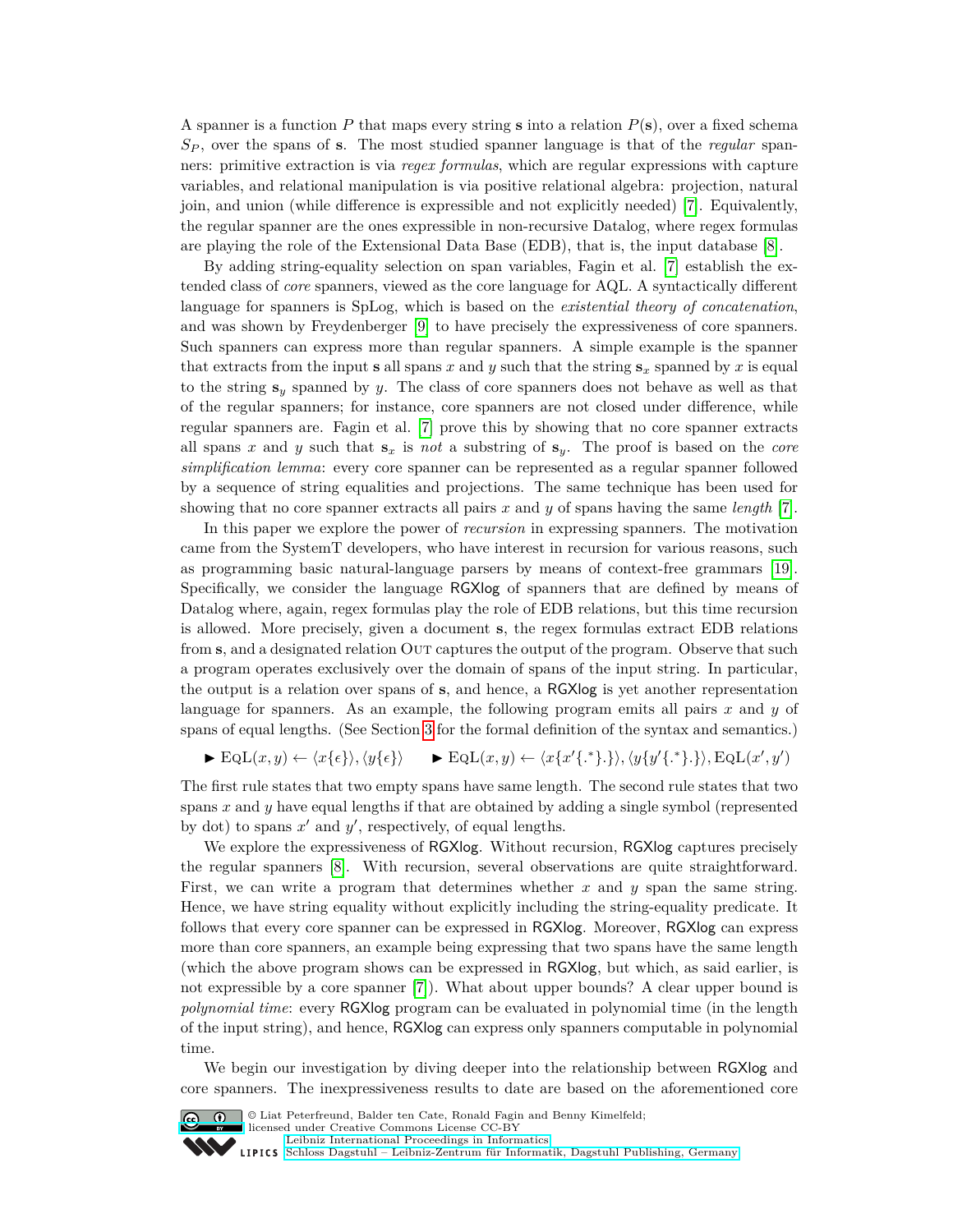A spanner is a function $P$ that maps every string $\mathbf{s}$ into a relation $P(\mathbf{s})$, over a fixed schema $S_P$, over the spans of $\mathbf{s}$. The most studied spanner language is that of the *regular* spanners: primitive extraction is via *regex formulas*, which are regular expressions with capture variables, and relational manipulation is via positive relational algebra: projection, natural join, and union (while difference is expressible and not explicitly needed) [7]. Equivalently, the regular spanner are the ones expressible in non-recursive Datalog, where regex formulas are playing the role of the Extensional Data Base (EDB), that is, the input database [8].

By adding string-equality selection on span variables, Fagin et al. [7] establish the extended class of *core* spanners, viewed as the core language for AQL. A syntactically different language for spanners is SpLog, which is based on the *existential theory of concatenation*, and was shown by Freydenberger [9] to have precisely the expressiveness of core spanners. Such spanners can express more than regular spanners. A simple example is the spanner that extracts from the input $\mathbf{s}$ all spans $x$ and $y$ such that the string $\mathbf{s}_x$ spanned by $x$ is equal to the string $\mathbf{s}_y$ spanned by $y$. The class of core spanners does not behave as well as that of the regular spanners; for instance, core spanners are not closed under difference, while regular spanners are. Fagin et al. [7] prove this by showing that no core spanner extracts all spans $x$ and $y$ such that $\mathbf{s}_x$ is *not* a substring of $\mathbf{s}_y$. The proof is based on the *core simplification lemma*: every core spanner can be represented as a regular spanner followed by a sequence of string equalities and projections. The same technique has been used for showing that no core spanner extracts all pairs $x$ and $y$ of spans having the same *length* [7].

In this paper we explore the power of *recursion* in expressing spanners. The motivation came from the SystemT developers, who have interest in recursion for various reasons, such as programming basic natural-language parsers by means of context-free grammars [19]. Specifically, we consider the language RGXlog of spanners that are defined by means of Datalog where, again, regex formulas play the role of EDB relations, but this time recursion is allowed. More precisely, given a document $\mathbf{s}$, the regex formulas extract EDB relations from $\mathbf{s}$, and a designated relation $\textsc{Out}$ captures the output of the program. Observe that such a program operates exclusively over the domain of spans of the input string. In particular, the output is a relation over spans of $\mathbf{s}$, and hence, a RGXlog is yet another representation language for spanners. As an example, the following program emits all pairs $x$ and $y$ of spans of equal lengths. (See Section 3 for the formal definition of the syntax and semantics.)

$$\blacktriangleright\ \mathrm{EqL}(x,y) \leftarrow \langle x\{\epsilon\}\rangle, \langle y\{\epsilon\}\rangle \qquad \blacktriangleright\ \mathrm{EqL}(x,y) \leftarrow \langle x\{x'\{.^*\}.\}\rangle, \langle y\{y'\{.^*\}.\}\rangle, \mathrm{EqL}(x',y')$$

The first rule states that two empty spans have same length. The second rule states that two spans $x$ and $y$ have equal lengths if that are obtained by adding a single symbol (represented by dot) to spans $x'$ and $y'$, respectively, of equal lengths.

We explore the expressiveness of RGXlog. Without recursion, RGXlog captures precisely the regular spanners [8]. With recursion, several observations are quite straightforward. First, we can write a program that determines whether $x$ and $y$ span the same string. Hence, we have string equality without explicitly including the string-equality predicate. It follows that every core spanner can be expressed in RGXlog. Moreover, RGXlog can express more than core spanners, an example being expressing that two spans have the same length (which the above program shows can be expressed in RGXlog, but which, as said earlier, is not expressible by a core spanner [7]). What about upper bounds? A clear upper bound is *polynomial time*: every RGXlog program can be evaluated in polynomial time (in the length of the input string), and hence, RGXlog can express only spanners computable in polynomial time.

We begin our investigation by diving deeper into the relationship between RGXlog and core spanners. The inexpressiveness results to date are based on the aforementioned core

© Liat Peterfreund, Balder ten Cate, Ronald Fagin and Benny Kimelfeld;
licensed under Creative Commons License CC-BY
Leibniz International Proceedings in Informatics
Schloss Dagstuhl – Leibniz-Zentrum für Informatik, Dagstuhl Publishing, Germany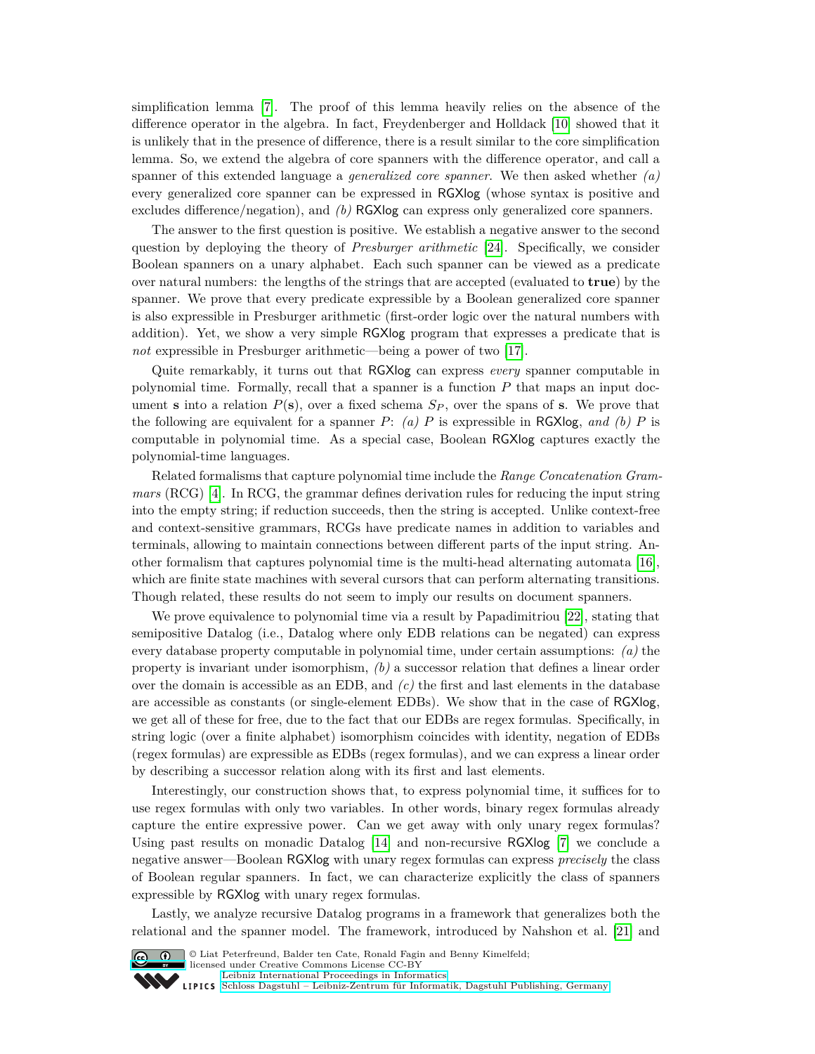simplification lemma [7]. The proof of this lemma heavily relies on the absence of the difference operator in the algebra. In fact, Freydenberger and Holldack [10] showed that it is unlikely that in the presence of difference, there is a result similar to the core simplification lemma. So, we extend the algebra of core spanners with the difference operator, and call a spanner of this extended language a *generalized core spanner*. We then asked whether *(a)* every generalized core spanner can be expressed in RGXlog (whose syntax is positive and excludes difference/negation), and *(b)* RGXlog can express only generalized core spanners.

The answer to the first question is positive. We establish a negative answer to the second question by deploying the theory of *Presburger arithmetic* [24]. Specifically, we consider Boolean spanners on a unary alphabet. Each such spanner can be viewed as a predicate over natural numbers: the lengths of the strings that are accepted (evaluated to **true**) by the spanner. We prove that every predicate expressible by a Boolean generalized core spanner is also expressible in Presburger arithmetic (first-order logic over the natural numbers with addition). Yet, we show a very simple RGXlog program that expresses a predicate that is *not* expressible in Presburger arithmetic—being a power of two [17].

Quite remarkably, it turns out that RGXlog can express *every* spanner computable in polynomial time. Formally, recall that a spanner is a function $P$ that maps an input document $\mathbf{s}$ into a relation $P(\mathbf{s})$, over a fixed schema $S_P$, over the spans of $\mathbf{s}$. We prove that the following are equivalent for a spanner $P$: *(a)* $P$ is expressible in RGXlog, *and (b)* $P$ is computable in polynomial time. As a special case, Boolean RGXlog captures exactly the polynomial-time languages.

Related formalisms that capture polynomial time include the *Range Concatenation Grammars* (RCG) [4]. In RCG, the grammar defines derivation rules for reducing the input string into the empty string; if reduction succeeds, then the string is accepted. Unlike context-free and context-sensitive grammars, RCGs have predicate names in addition to variables and terminals, allowing to maintain connections between different parts of the input string. Another formalism that captures polynomial time is the multi-head alternating automata [16], which are finite state machines with several cursors that can perform alternating transitions. Though related, these results do not seem to imply our results on document spanners.

We prove equivalence to polynomial time via a result by Papadimitriou [22], stating that semipositive Datalog (i.e., Datalog where only EDB relations can be negated) can express every database property computable in polynomial time, under certain assumptions: *(a)* the property is invariant under isomorphism, *(b)* a successor relation that defines a linear order over the domain is accessible as an EDB, and *(c)* the first and last elements in the database are accessible as constants (or single-element EDBs). We show that in the case of RGXlog, we get all of these for free, due to the fact that our EDBs are regex formulas. Specifically, in string logic (over a finite alphabet) isomorphism coincides with identity, negation of EDBs (regex formulas) are expressible as EDBs (regex formulas), and we can express a linear order by describing a successor relation along with its first and last elements.

Interestingly, our construction shows that, to express polynomial time, it suffices for to use regex formulas with only two variables. In other words, binary regex formulas already capture the entire expressive power. Can we get away with only unary regex formulas? Using past results on monadic Datalog [14] and non-recursive RGXlog [7] we conclude a negative answer—Boolean RGXlog with unary regex formulas can express *precisely* the class of Boolean regular spanners. In fact, we can characterize explicitly the class of spanners expressible by RGXlog with unary regex formulas.

Lastly, we analyze recursive Datalog programs in a framework that generalizes both the relational and the spanner model. The framework, introduced by Nahshon et al. [21] and

© Liat Peterfreund, Balder ten Cate, Ronald Fagin and Benny Kimelfeld;
licensed under Creative Commons License CC-BY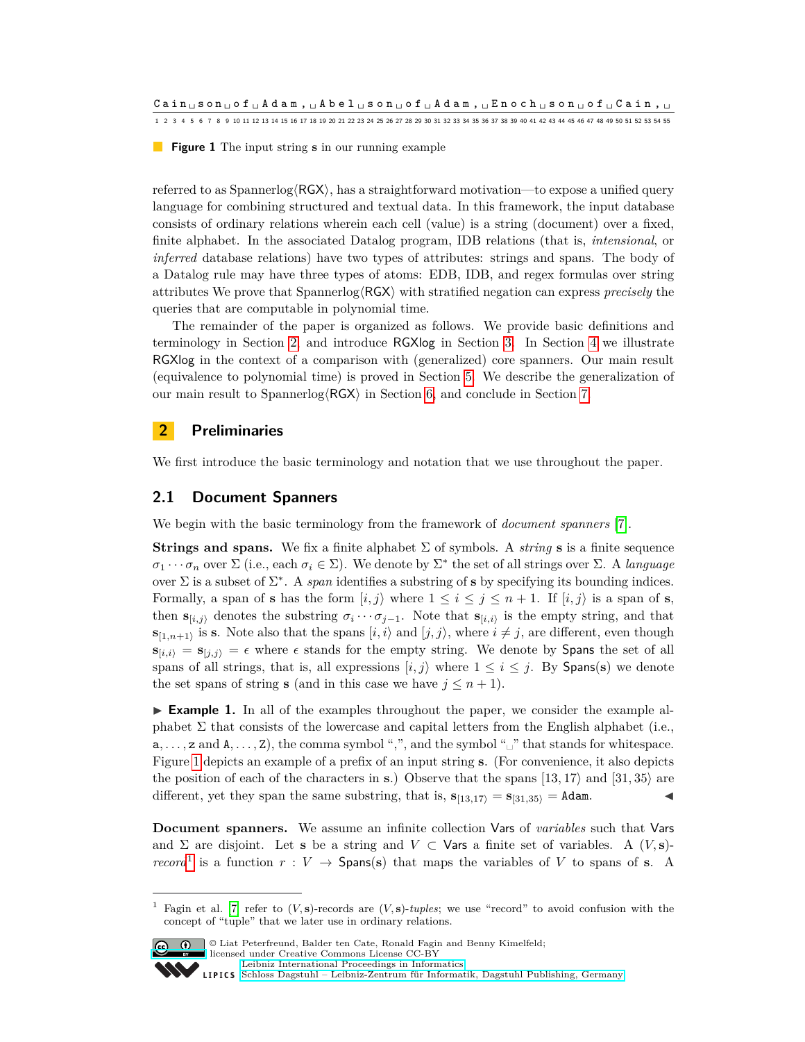C a i n ␣ s o n ␣ o f ␣ A d a m , ␣ A b e l ␣ s o n ␣ o f ␣ A d a m , ␣ E n o c h ␣ s o n ␣ o f ␣ C a i n , ␣
1 2 3 4 5 6 7 8 9 10 11 12 13 14 15 16 17 18 19 20 21 22 23 24 25 26 27 28 29 30 31 32 33 34 35 36 37 38 39 40 41 42 43 44 45 46 47 48 49 50 51 52 53 54 55

**Figure 1** The input string $\mathbf{s}$ in our running example

referred to as Spannerlog⟨RGX⟩, has a straightforward motivation—to expose a unified query language for combining structured and textual data. In this framework, the input database consists of ordinary relations wherein each cell (value) is a string (document) over a fixed, finite alphabet. In the associated Datalog program, IDB relations (that is, *intensional*, or *inferred* database relations) have two types of attributes: strings and spans. The body of a Datalog rule may have three types of atoms: EDB, IDB, and regex formulas over string attributes We prove that Spannerlog⟨RGX⟩ with stratified negation can express *precisely* the queries that are computable in polynomial time.

The remainder of the paper is organized as follows. We provide basic definitions and terminology in Section 2 and introduce RGXlog in Section 3. In Section 4 we illustrate RGXlog in the context of a comparison with (generalized) core spanners. Our main result (equivalence to polynomial time) is proved in Section 5. We describe the generalization of our main result to Spannerlog⟨RGX⟩ in Section 6, and conclude in Section 7.

## 2 Preliminaries

We first introduce the basic terminology and notation that we use throughout the paper.

### 2.1 Document Spanners

We begin with the basic terminology from the framework of *document spanners* [7].

**Strings and spans.** We fix a finite alphabet $\Sigma$ of symbols. A *string* $\mathbf{s}$ is a finite sequence $\sigma_1 \cdots \sigma_n$ over $\Sigma$ (i.e., each $\sigma_i \in \Sigma$). We denote by $\Sigma^*$ the set of all strings over $\Sigma$. A *language* over $\Sigma$ is a subset of $\Sigma^*$. A *span* identifies a substring of $\mathbf{s}$ by specifying its bounding indices. Formally, a span of $\mathbf{s}$ has the form $[i, j\rangle$ where $1 \leq i \leq j \leq n+1$. If $[i, j\rangle$ is a span of $\mathbf{s}$, then $\mathbf{s}_{[i,j\rangle}$ denotes the substring $\sigma_i \cdots \sigma_{j-1}$. Note that $\mathbf{s}_{[i,i\rangle}$ is the empty string, and that $\mathbf{s}_{[1,n+1\rangle}$ is $\mathbf{s}$. Note also that the spans $[i, i\rangle$ and $[j, j\rangle$, where $i \neq j$, are different, even though $\mathbf{s}_{[i,i\rangle} = \mathbf{s}_{[j,j\rangle} = \epsilon$ where $\epsilon$ stands for the empty string. We denote by $\mathsf{Spans}$ the set of all spans of all strings, that is, all expressions $[i, j\rangle$ where $1 \leq i \leq j$. By $\mathsf{Spans}(\mathbf{s})$ we denote the set spans of string $\mathbf{s}$ (and in this case we have $j \leq n+1$).

▶ **Example 1.** In all of the examples throughout the paper, we consider the example alphabet $\Sigma$ that consists of the lowercase and capital letters from the English alphabet (i.e., a, . . . , z and A, . . . , Z), the comma symbol ",", and the symbol "␣" that stands for whitespace. Figure 1 depicts an example of a prefix of an input string $\mathbf{s}$. (For convenience, it also depicts the position of each of the characters in $\mathbf{s}$.) Observe that the spans $[13, 17\rangle$ and $[31, 35\rangle$ are different, yet they span the same substring, that is, $\mathbf{s}_{[13,17\rangle} = \mathbf{s}_{[31,35\rangle} =$ Adam. ◀

**Document spanners.** We assume an infinite collection $\mathsf{Vars}$ of *variables* such that $\mathsf{Vars}$ and $\Sigma$ are disjoint. Let $\mathbf{s}$ be a string and $V \subset \mathsf{Vars}$ a finite set of variables. A $(V, \mathbf{s})$-*record*[1] is a function $r : V \to \mathsf{Spans}(\mathbf{s})$ that maps the variables of $V$ to spans of $\mathbf{s}$. A

[1] Fagin et al. [7] refer to $(V, \mathbf{s})$-records are $(V, \mathbf{s})$-*tuples*; we use "record" to avoid confusion with the concept of "tuple" that we later use in ordinary relations.

© Liat Peterfreund, Balder ten Cate, Ronald Fagin and Benny Kimelfeld;
licensed under Creative Commons License CC-BY
Leibniz International Proceedings in Informatics
Schloss Dagstuhl – Leibniz-Zentrum für Informatik, Dagstuhl Publishing, Germany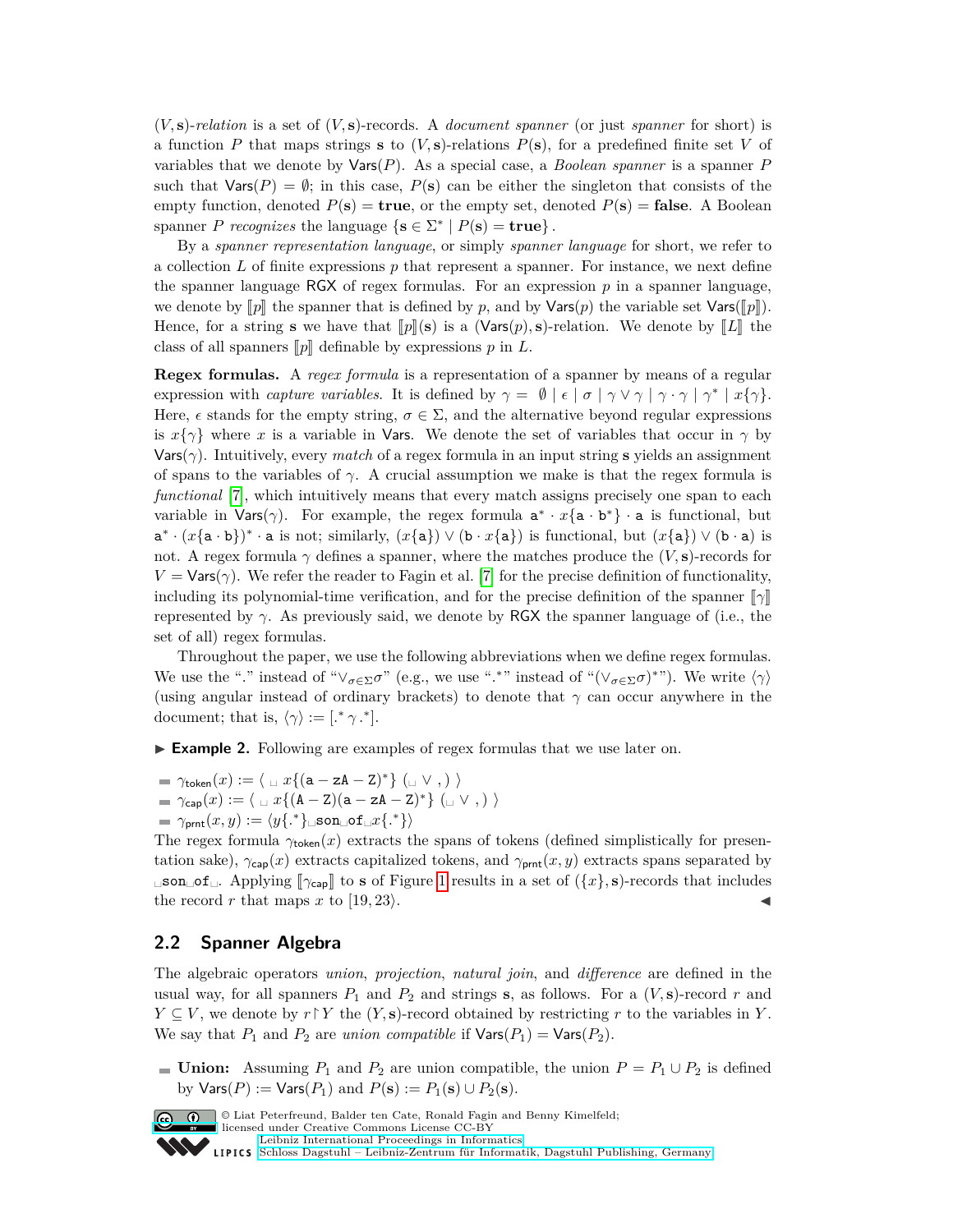$(V, \mathbf{s})$-*relation* is a set of $(V, \mathbf{s})$-records. A *document spanner* (or just *spanner* for short) is a function $P$ that maps strings $\mathbf{s}$ to $(V, \mathbf{s})$-relations $P(\mathbf{s})$, for a predefined finite set $V$ of variables that we denote by $\mathsf{Vars}(P)$. As a special case, a *Boolean spanner* is a spanner $P$ such that $\mathsf{Vars}(P) = \emptyset$; in this case, $P(\mathbf{s})$ can be either the singleton that consists of the empty function, denoted $P(\mathbf{s}) = \mathbf{true}$, or the empty set, denoted $P(\mathbf{s}) = \mathbf{false}$. A Boolean spanner $P$ *recognizes* the language $\{\mathbf{s} \in \Sigma^* \mid P(\mathbf{s}) = \mathbf{true}\}$.

By a *spanner representation language*, or simply *spanner language* for short, we refer to a collection $L$ of finite expressions $p$ that represent a spanner. For instance, we next define the spanner language $\mathsf{RGX}$ of regex formulas. For an expression $p$ in a spanner language, we denote by $[\![p]\!]$ the spanner that is defined by $p$, and by $\mathsf{Vars}(p)$ the variable set $\mathsf{Vars}([\![p]\!])$. Hence, for a string $\mathbf{s}$ we have that $[\![p]\!](\mathbf{s})$ is a $(\mathsf{Vars}(p), \mathbf{s})$-relation. We denote by $[\![L]\!]$ the class of all spanners $[\![p]\!]$ definable by expressions $p$ in $L$.

**Regex formulas.** A *regex formula* is a representation of a spanner by means of a regular expression with *capture variables*. It is defined by $\gamma = \emptyset \mid \epsilon \mid \sigma \mid \gamma \vee \gamma \mid \gamma \cdot \gamma \mid \gamma^* \mid x\{\gamma\}$. Here, $\epsilon$ stands for the empty string, $\sigma \in \Sigma$, and the alternative beyond regular expressions is $x\{\gamma\}$ where $x$ is a variable in $\mathsf{Vars}$. We denote the set of variables that occur in $\gamma$ by $\mathsf{Vars}(\gamma)$. Intuitively, every *match* of a regex formula in an input string $\mathbf{s}$ yields an assignment of spans to the variables of $\gamma$. A crucial assumption we make is that the regex formula is *functional* [7], which intuitively means that every match assigns precisely one span to each variable in $\mathsf{Vars}(\gamma)$. For example, the regex formula $\mathtt{a}^* \cdot x\{\mathtt{a} \cdot \mathtt{b}^*\} \cdot \mathtt{a}$ is functional, but $\mathtt{a}^* \cdot (x\{\mathtt{a} \cdot \mathtt{b}\})^* \cdot \mathtt{a}$ is not; similarly, $(x\{\mathtt{a}\}) \vee (\mathtt{b} \cdot x\{\mathtt{a}\})$ is functional, but $(x\{\mathtt{a}\}) \vee (\mathtt{b} \cdot \mathtt{a})$ is not. A regex formula $\gamma$ defines a spanner, where the matches produce the $(V, \mathbf{s})$-records for $V = \mathsf{Vars}(\gamma)$. We refer the reader to Fagin et al. [7] for the precise definition of functionality, including its polynomial-time verification, and for the precise definition of the spanner $[\![\gamma]\!]$ represented by $\gamma$. As previously said, we denote by $\mathsf{RGX}$ the spanner language of (i.e., the set of all) regex formulas.

Throughout the paper, we use the following abbreviations when we define regex formulas. We use the "." instead of "$\vee_{\sigma \in \Sigma} \sigma$" (e.g., we use ".*" instead of "$(\vee_{\sigma \in \Sigma} \sigma)^*$"). We write $\langle \gamma \rangle$ (using angular instead of ordinary brackets) to denote that $\gamma$ can occur anywhere in the document; that is, $\langle \gamma \rangle := [.^* \, \gamma \, .^*]$.

▶ **Example 2.** Following are examples of regex formulas that we use later on.

- $\gamma_{\mathsf{token}}(x) := \langle \, \sqcup \, x\{(\mathtt{a}-\mathtt{z}\mathtt{A}-\mathtt{Z})^*\} \; (\sqcup \vee \mathtt{,}) \, \rangle$
- $\gamma_{\mathsf{cap}}(x) := \langle \, \sqcup \, x\{(\mathtt{A}-\mathtt{Z})(\mathtt{a}-\mathtt{z}\mathtt{A}-\mathtt{Z})^*\} \; (\sqcup \vee \mathtt{,}) \, \rangle$
- $\gamma_{\mathsf{prnt}}(x, y) := \langle y\{.^*\} \sqcup \mathtt{son} \sqcup \mathtt{of} \sqcup x\{.^*\} \rangle$

The regex formula $\gamma_{\mathsf{token}}(x)$ extracts the spans of tokens (defined simplistically for presentation sake), $\gamma_{\mathsf{cap}}(x)$ extracts capitalized tokens, and $\gamma_{\mathsf{prnt}}(x, y)$ extracts spans separated by $\sqcup \mathtt{son} \sqcup \mathtt{of} \sqcup$. Applying $[\![\gamma_{\mathsf{cap}}]\!]$ to $\mathbf{s}$ of Figure 1 results in a set of $(\{x\}, \mathbf{s})$-records that includes the record $r$ that maps $x$ to $[19, 23\rangle$. ◀

## 2.2 Spanner Algebra

The algebraic operators *union*, *projection*, *natural join*, and *difference* are defined in the usual way, for all spanners $P_1$ and $P_2$ and strings $\mathbf{s}$, as follows. For a $(V, \mathbf{s})$-record $r$ and $Y \subseteq V$, we denote by $r \restriction Y$ the $(Y, \mathbf{s})$-record obtained by restricting $r$ to the variables in $Y$. We say that $P_1$ and $P_2$ are *union compatible* if $\mathsf{Vars}(P_1) = \mathsf{Vars}(P_2)$.

- **Union:** Assuming $P_1$ and $P_2$ are union compatible, the union $P = P_1 \cup P_2$ is defined by $\mathsf{Vars}(P) := \mathsf{Vars}(P_1)$ and $P(\mathbf{s}) := P_1(\mathbf{s}) \cup P_2(\mathbf{s})$.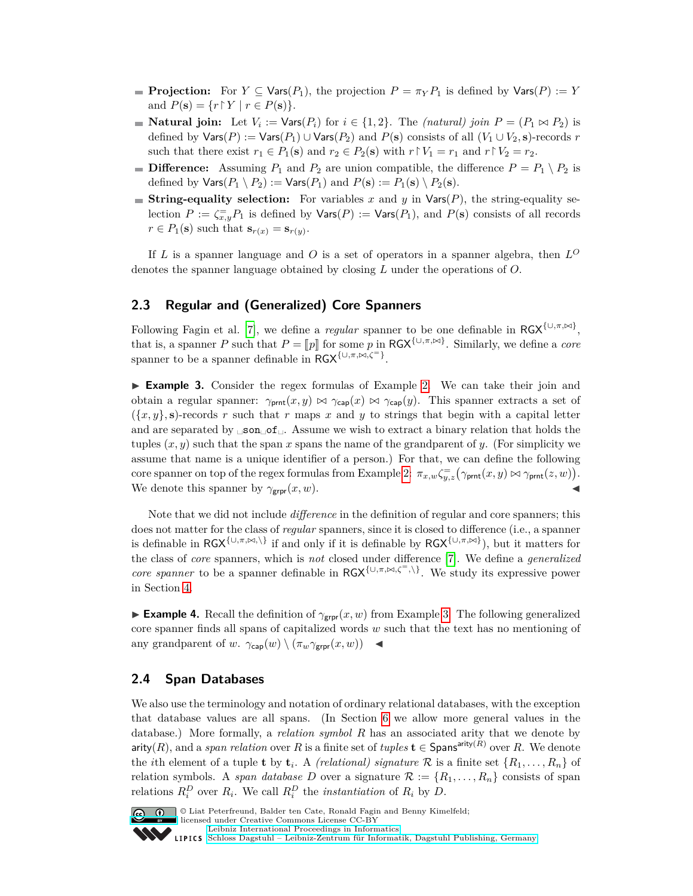- **Projection:** For $Y \subseteq \mathsf{Vars}(P_1)$, the projection $P = \pi_Y P_1$ is defined by $\mathsf{Vars}(P) := Y$ and $P(\mathbf{s}) = \{r \upharpoonright Y \mid r \in P(\mathbf{s})\}$.
- **Natural join:** Let $V_i := \mathsf{Vars}(P_i)$ for $i \in \{1, 2\}$. The *(natural) join* $P = (P_1 \bowtie P_2)$ is defined by $\mathsf{Vars}(P) := \mathsf{Vars}(P_1) \cup \mathsf{Vars}(P_2)$ and $P(\mathbf{s})$ consists of all $(V_1 \cup V_2, \mathbf{s})$-records $r$ such that there exist $r_1 \in P_1(\mathbf{s})$ and $r_2 \in P_2(\mathbf{s})$ with $r \upharpoonright V_1 = r_1$ and $r \upharpoonright V_2 = r_2$.
- **Difference:** Assuming $P_1$ and $P_2$ are union compatible, the difference $P = P_1 \setminus P_2$ is defined by $\mathsf{Vars}(P_1 \setminus P_2) := \mathsf{Vars}(P_1)$ and $P(\mathbf{s}) := P_1(\mathbf{s}) \setminus P_2(\mathbf{s})$.
- **String-equality selection:** For variables $x$ and $y$ in $\mathsf{Vars}(P)$, the string-equality selection $P := \zeta^{=}_{x,y} P_1$ is defined by $\mathsf{Vars}(P) := \mathsf{Vars}(P_1)$, and $P(\mathbf{s})$ consists of all records $r \in P_1(\mathbf{s})$ such that $\mathbf{s}_{r(x)} = \mathbf{s}_{r(y)}$.

If $L$ is a spanner language and $O$ is a set of operators in a spanner algebra, then $L^O$ denotes the spanner language obtained by closing $L$ under the operations of $O$.

## 2.3 Regular and (Generalized) Core Spanners

Following Fagin et al. [7], we define a *regular* spanner to be one definable in $\mathsf{RGX}^{\{\cup,\pi,\bowtie\}}$, that is, a spanner $P$ such that $P = [\![p]\!]$ for some $p$ in $\mathsf{RGX}^{\{\cup,\pi,\bowtie\}}$. Similarly, we define a *core* spanner to be a spanner definable in $\mathsf{RGX}^{\{\cup,\pi,\bowtie,\zeta^{=}\}}$.

▶ **Example 3.** Consider the regex formulas of Example 2. We can take their join and obtain a regular spanner: $\gamma_{\mathsf{prnt}}(x, y) \bowtie \gamma_{\mathsf{cap}}(x) \bowtie \gamma_{\mathsf{cap}}(y)$. This spanner extracts a set of $(\{x, y\}, \mathbf{s})$-records $r$ such that $r$ maps $x$ and $y$ to strings that begin with a capital letter and are separated by `␣son␣of␣`. Assume we wish to extract a binary relation that holds the tuples $(x, y)$ such that the span $x$ spans the name of the grandparent of $y$. (For simplicity we assume that name is a unique identifier of a person.) For that, we can define the following core spanner on top of the regex formulas from Example 2: $\pi_{x,w}\zeta^{=}_{y,z}\big(\gamma_{\mathsf{prnt}}(x, y) \bowtie \gamma_{\mathsf{prnt}}(z, w)\big)$. We denote this spanner by $\gamma_{\mathsf{grpr}}(x, w)$. ◀

Note that we did not include *difference* in the definition of regular and core spanners; this does not matter for the class of *regular* spanners, since it is closed to difference (i.e., a spanner is definable in $\mathsf{RGX}^{\{\cup,\pi,\bowtie,\setminus\}}$ if and only if it is definable by $\mathsf{RGX}^{\{\cup,\pi,\bowtie\}}$), but it matters for the class of *core* spanners, which is *not* closed under difference [7]. We define a *generalized core spanner* to be a spanner definable in $\mathsf{RGX}^{\{\cup,\pi,\bowtie,\zeta^{=},\setminus\}}$. We study its expressive power in Section 4.

▶ **Example 4.** Recall the definition of $\gamma_{\mathsf{grpr}}(x, w)$ from Example 3. The following generalized core spanner finds all spans of capitalized words $w$ such that the text has no mentioning of any grandparent of $w$. $\gamma_{\mathsf{cap}}(w) \setminus (\pi_w \gamma_{\mathsf{grpr}}(x, w))$ ◀

## 2.4 Span Databases

We also use the terminology and notation of ordinary relational databases, with the exception that database values are all spans. (In Section 6 we allow more general values in the database.) More formally, a *relation symbol* $R$ has an associated arity that we denote by $\mathsf{arity}(R)$, and a *span relation* over $R$ is a finite set of *tuples* $\mathbf{t} \in \mathsf{Spans}^{\mathsf{arity}(R)}$ over $R$. We denote the $i$th element of a tuple $\mathbf{t}$ by $\mathbf{t}_i$. A *(relational) signature* $\mathcal{R}$ is a finite set $\{R_1, \dots, R_n\}$ of relation symbols. A *span database* $D$ over a signature $\mathcal{R} := \{R_1, \dots, R_n\}$ consists of span relations $R_i^D$ over $R_i$. We call $R_i^D$ the *instantiation* of $R_i$ by $D$.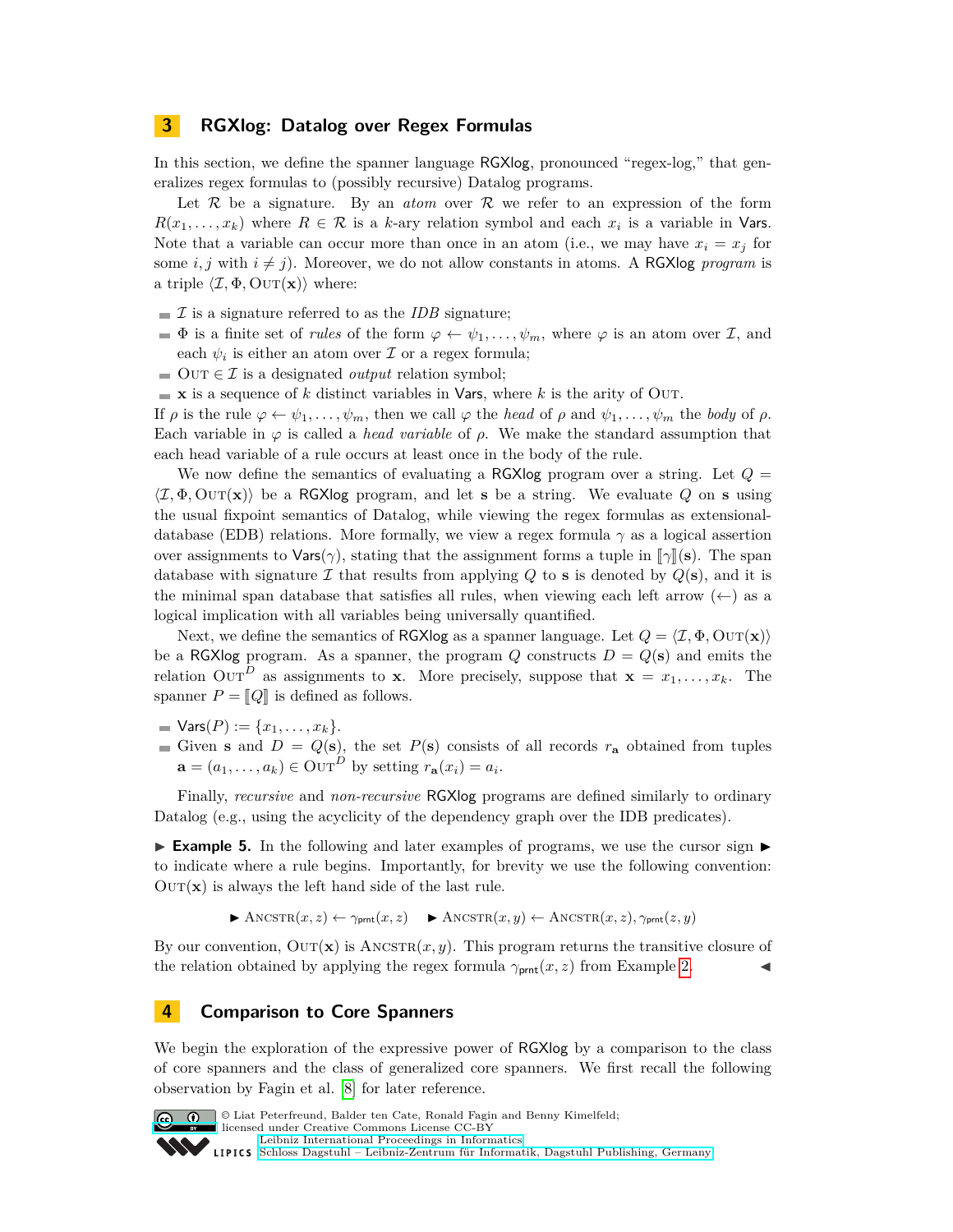## 3 RGXlog: Datalog over Regex Formulas

In this section, we define the spanner language RGXlog, pronounced "regex-log," that generalizes regex formulas to (possibly recursive) Datalog programs.

Let $\mathcal{R}$ be a signature. By an *atom* over $\mathcal{R}$ we refer to an expression of the form $R(x_1, \dots, x_k)$ where $R \in \mathcal{R}$ is a $k$-ary relation symbol and each $x_i$ is a variable in $\mathsf{Vars}$. Note that a variable can occur more than once in an atom (i.e., we may have $x_i = x_j$ for some $i, j$ with $i \neq j$). Moreover, we do not allow constants in atoms. A RGXlog *program* is a triple $\langle \mathcal{I}, \Phi, \textsc{Out}(\mathbf{x}) \rangle$ where:

- $\mathcal{I}$ is a signature referred to as the *IDB* signature;
- $\Phi$ is a finite set of *rules* of the form $\varphi \leftarrow \psi_1, \dots, \psi_m$, where $\varphi$ is an atom over $\mathcal{I}$, and each $\psi_i$ is either an atom over $\mathcal{I}$ or a regex formula;
- $\textsc{Out} \in \mathcal{I}$ is a designated *output* relation symbol;
- $\mathbf{x}$ is a sequence of $k$ distinct variables in $\mathsf{Vars}$, where $k$ is the arity of $\textsc{Out}$.

If $\rho$ is the rule $\varphi \leftarrow \psi_1, \dots, \psi_m$, then we call $\varphi$ the *head* of $\rho$ and $\psi_1, \dots, \psi_m$ the *body* of $\rho$. Each variable in $\varphi$ is called a *head variable* of $\rho$. We make the standard assumption that each head variable of a rule occurs at least once in the body of the rule.

We now define the semantics of evaluating a RGXlog program over a string. Let $Q = \langle \mathcal{I}, \Phi, \textsc{Out}(\mathbf{x}) \rangle$ be a RGXlog program, and let $\mathbf{s}$ be a string. We evaluate $Q$ on $\mathbf{s}$ using the usual fixpoint semantics of Datalog, while viewing the regex formulas as extensional-database (EDB) relations. More formally, we view a regex formula $\gamma$ as a logical assertion over assignments to $\mathsf{Vars}(\gamma)$, stating that the assignment forms a tuple in $[\![\gamma]\!](\mathbf{s})$. The span database with signature $\mathcal{I}$ that results from applying $Q$ to $\mathbf{s}$ is denoted by $Q(\mathbf{s})$, and it is the minimal span database that satisfies all rules, when viewing each left arrow ($\leftarrow$) as a logical implication with all variables being universally quantified.

Next, we define the semantics of RGXlog as a spanner language. Let $Q = \langle \mathcal{I}, \Phi, \textsc{Out}(\mathbf{x}) \rangle$ be a RGXlog program. As a spanner, the program $Q$ constructs $D = Q(\mathbf{s})$ and emits the relation $\textsc{Out}^D$ as assignments to $\mathbf{x}$. More precisely, suppose that $\mathbf{x} = x_1, \dots, x_k$. The spanner $P = [\![Q]\!]$ is defined as follows.

- $\mathsf{Vars}(P) := \{x_1, \dots, x_k\}$.
- Given $\mathbf{s}$ and $D = Q(\mathbf{s})$, the set $P(\mathbf{s})$ consists of all records $r_{\mathbf{a}}$ obtained from tuples $\mathbf{a} = (a_1, \dots, a_k) \in \textsc{Out}^D$ by setting $r_{\mathbf{a}}(x_i) = a_i$.

Finally, *recursive* and *non-recursive* RGXlog programs are defined similarly to ordinary Datalog (e.g., using the acyclicity of the dependency graph over the IDB predicates).

▶ **Example 5.** In the following and later examples of programs, we use the cursor sign ▶ to indicate where a rule begins. Importantly, for brevity we use the following convention: $\textsc{Out}(\mathbf{x})$ is always the left hand side of the last rule.

$$\blacktriangleright \textsc{Ancstr}(x, z) \leftarrow \gamma_{\mathsf{prnt}}(x, z) \qquad \blacktriangleright \textsc{Ancstr}(x, y) \leftarrow \textsc{Ancstr}(x, z), \gamma_{\mathsf{prnt}}(z, y)$$

By our convention, $\textsc{Out}(\mathbf{x})$ is $\textsc{Ancstr}(x, y)$. This program returns the transitive closure of the relation obtained by applying the regex formula $\gamma_{\mathsf{prnt}}(x, z)$ from Example 2. ◀

## 4 Comparison to Core Spanners

We begin the exploration of the expressive power of RGXlog by a comparison to the class of core spanners and the class of generalized core spanners. We first recall the following observation by Fagin et al. [8] for later reference.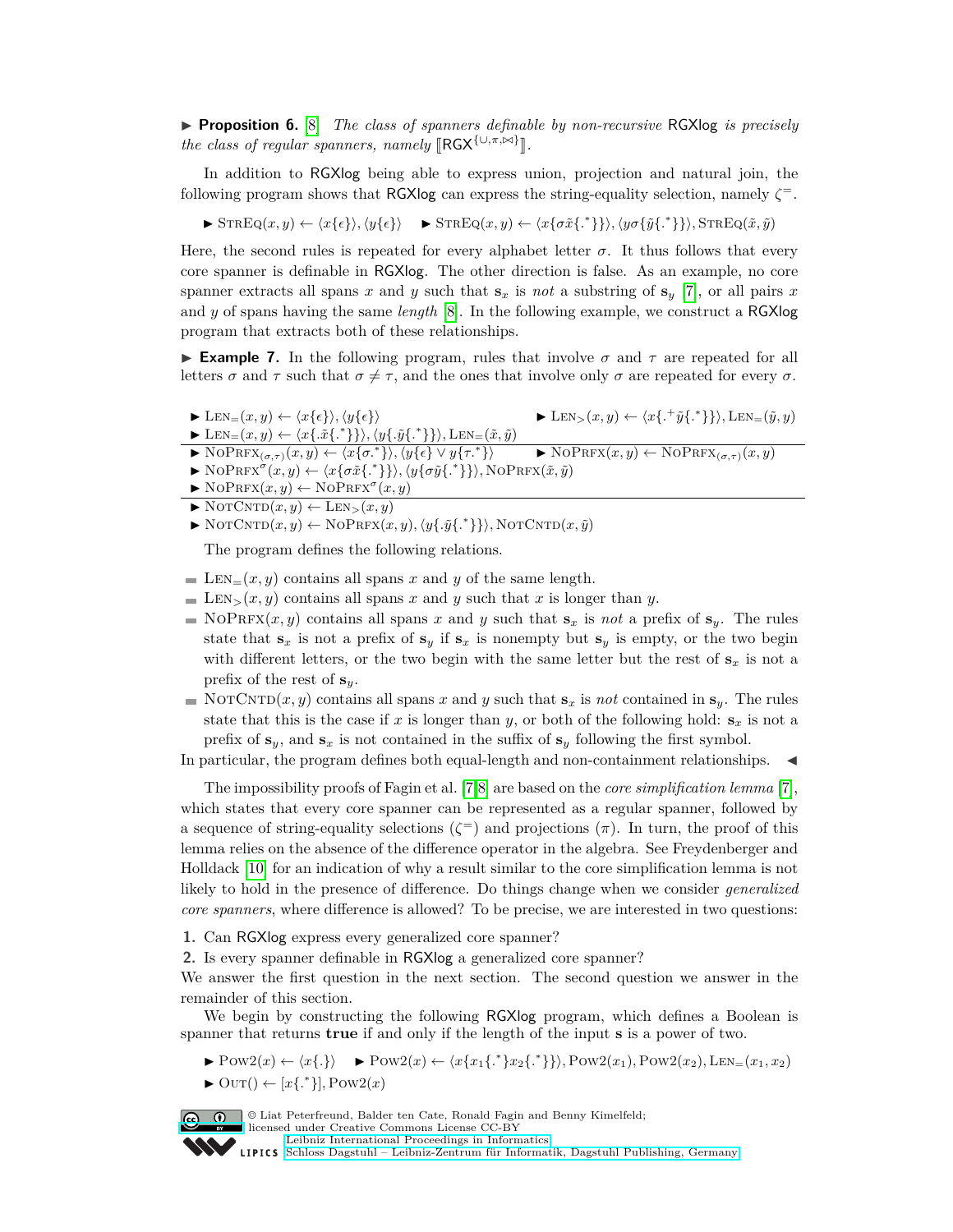▶ **Proposition 6.** [8] *The class of spanners definable by non-recursive* RGXlog *is precisely the class of regular spanners, namely* $[\![\mathsf{RGX}^{\{\cup,\pi,\bowtie\}}]\!]$.

In addition to RGXlog being able to express union, projection and natural join, the following program shows that RGXlog can express the string-equality selection, namely $\zeta^=$.

$$\blacktriangleright\ \textsc{StrEq}(x,y) \leftarrow \langle x\{\epsilon\}\rangle, \langle y\{\epsilon\}\rangle \qquad \blacktriangleright\ \textsc{StrEq}(x,y) \leftarrow \langle x\{\sigma\tilde{x}\{.^*\}\}\rangle, \langle y\sigma\{\tilde{y}\{.^*\}\}\rangle, \textsc{StrEq}(\tilde{x},\tilde{y})$$

Here, the second rules is repeated for every alphabet letter $\sigma$. It thus follows that every core spanner is definable in RGXlog. The other direction is false. As an example, no core spanner extracts all spans $x$ and $y$ such that $\mathbf{s}_x$ is *not* a substring of $\mathbf{s}_y$ [7], or all pairs $x$ and $y$ of spans having the same *length* [8]. In the following example, we construct a RGXlog program that extracts both of these relationships.

▶ **Example 7.** In the following program, rules that involve $\sigma$ and $\tau$ are repeated for all letters $\sigma$ and $\tau$ such that $\sigma \neq \tau$, and the ones that involve only $\sigma$ are repeated for every $\sigma$.

$\blacktriangleright\ \textsc{Len}_=(x,y) \leftarrow \langle x\{\epsilon\}\rangle, \langle y\{\epsilon\}\rangle$

$\blacktriangleright\ \textsc{Len}_=(x,y) \leftarrow \langle x\{.\tilde{x}\{.^*\}\}\rangle, \langle y\{.\tilde{y}\{.^*\}\}\rangle, \textsc{Len}_=(\tilde{x},\tilde{y})$

$\blacktriangleright\ \textsc{Len}_>(x,y) \leftarrow \langle x\{.^+\tilde{y}\{.^*\}\}\rangle, \textsc{Len}_=(\tilde{y},y)$

$\blacktriangleright\ \textsc{NoPrfx}_{(\sigma,\tau)}(x,y) \leftarrow \langle x\{\sigma.^*\}\rangle, \langle y\{\epsilon\} \vee y\{\tau.^*\}\rangle$

$\blacktriangleright\ \textsc{NoPrfx}(x,y) \leftarrow \textsc{NoPrfx}_{(\sigma,\tau)}(x,y)$

$\blacktriangleright\ \textsc{NoPrfx}^\sigma(x,y) \leftarrow \langle x\{\sigma\tilde{x}\{.^*\}\}\rangle, \langle y\{\sigma\tilde{y}\{.^*\}\}\rangle, \textsc{NoPrfx}(\tilde{x},\tilde{y})$

$\blacktriangleright\ \textsc{NoPrfx}(x,y) \leftarrow \textsc{NoPrfx}^\sigma(x,y)$

$\blacktriangleright\ \textsc{NotCntd}(x,y) \leftarrow \textsc{Len}_>(x,y)$

$\blacktriangleright\ \textsc{NotCntd}(x,y) \leftarrow \textsc{NoPrfx}(x,y), \langle y\{.\tilde{y}\{.^*\}\}\rangle, \textsc{NotCntd}(x,\tilde{y})$

The program defines the following relations.

- $\textsc{Len}_=(x,y)$ contains all spans $x$ and $y$ of the same length.
- $\textsc{Len}_>(x,y)$ contains all spans $x$ and $y$ such that $x$ is longer than $y$.
- $\textsc{NoPrfx}(x,y)$ contains all spans $x$ and $y$ such that $\mathbf{s}_x$ is *not* a prefix of $\mathbf{s}_y$. The rules state that $\mathbf{s}_x$ is not a prefix of $\mathbf{s}_y$ if $\mathbf{s}_x$ is nonempty but $\mathbf{s}_y$ is empty, or the two begin with different letters, or the two begin with the same letter but the rest of $\mathbf{s}_x$ is not a prefix of the rest of $\mathbf{s}_y$.
- $\textsc{NotCntd}(x,y)$ contains all spans $x$ and $y$ such that $\mathbf{s}_x$ is *not* contained in $\mathbf{s}_y$. The rules state that this is the case if $x$ is longer than $y$, or both of the following hold: $\mathbf{s}_x$ is not a prefix of $\mathbf{s}_y$, and $\mathbf{s}_x$ is not contained in the suffix of $\mathbf{s}_y$ following the first symbol.

In particular, the program defines both equal-length and non-containment relationships. ◀

The impossibility proofs of Fagin et al. [7,8] are based on the *core simplification lemma* [7], which states that every core spanner can be represented as a regular spanner, followed by a sequence of string-equality selections ($\zeta^=$) and projections ($\pi$). In turn, the proof of this lemma relies on the absence of the difference operator in the algebra. See Freydenberger and Holldack [10] for an indication of why a result similar to the core simplification lemma is not likely to hold in the presence of difference. Do things change when we consider *generalized core spanners*, where difference is allowed? To be precise, we are interested in two questions:

1. Can RGXlog express every generalized core spanner?
2. Is every spanner definable in RGXlog a generalized core spanner?

We answer the first question in the next section. The second question we answer in the remainder of this section.

We begin by constructing the following RGXlog program, which defines a Boolean is spanner that returns **true** if and only if the length of the input $\mathbf{s}$ is a power of two.

$$\blacktriangleright\ \textsc{Pow2}(x) \leftarrow \langle x\{.\}\rangle \qquad \blacktriangleright\ \textsc{Pow2}(x) \leftarrow \langle x\{x_1\{.^*\}x_2\{.^*\}\}\rangle, \textsc{Pow2}(x_1), \textsc{Pow2}(x_2), \textsc{Len}_=(x_1,x_2)$$

$$\blacktriangleright\ \textsc{Out}() \leftarrow [x\{.^*\}], \textsc{Pow2}(x)$$

© Liat Peterfreund, Balder ten Cate, Ronald Fagin and Benny Kimelfeld; licensed under Creative Commons License CC-BY
Leibniz International Proceedings in Informatics
Schloss Dagstuhl – Leibniz-Zentrum für Informatik, Dagstuhl Publishing, Germany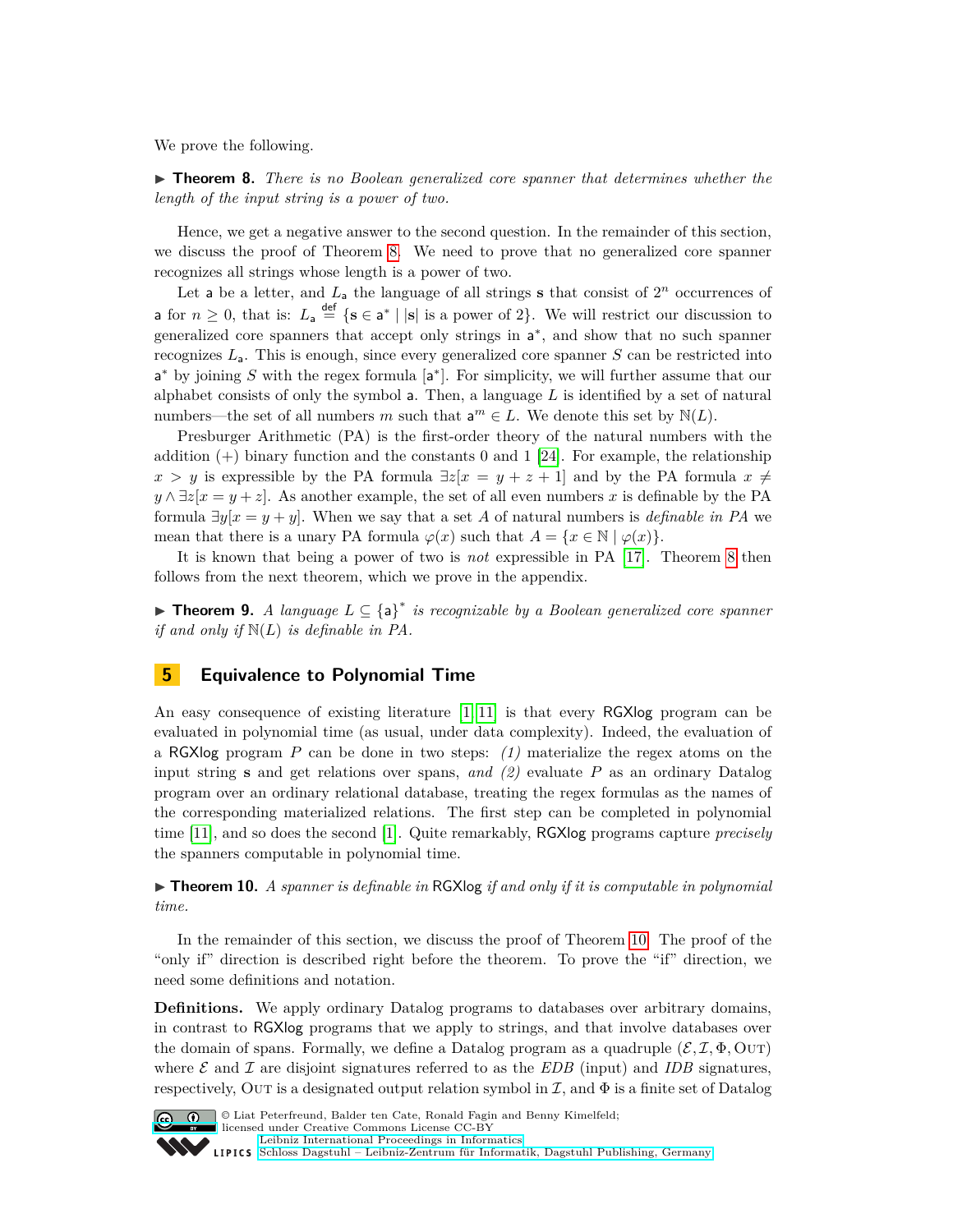We prove the following.

▶ **Theorem 8.** *There is no Boolean generalized core spanner that determines whether the length of the input string is a power of two.*

Hence, we get a negative answer to the second question. In the remainder of this section, we discuss the proof of Theorem 8. We need to prove that no generalized core spanner recognizes all strings whose length is a power of two.

Let $\mathsf{a}$ be a letter, and $L_{\mathsf{a}}$ the language of all strings $\mathbf{s}$ that consist of $2^n$ occurrences of $\mathsf{a}$ for $n \geq 0$, that is: $L_{\mathsf{a}} \stackrel{\text{def}}{=} \{\mathbf{s} \in \mathsf{a}^* \mid |\mathbf{s}| \text{ is a power of } 2\}$. We will restrict our discussion to generalized core spanners that accept only strings in $\mathsf{a}^*$, and show that no such spanner recognizes $L_{\mathsf{a}}$. This is enough, since every generalized core spanner $S$ can be restricted into $\mathsf{a}^*$ by joining $S$ with the regex formula $[\mathsf{a}^*]$. For simplicity, we will further assume that our alphabet consists of only the symbol $\mathsf{a}$. Then, a language $L$ is identified by a set of natural numbers—the set of all numbers $m$ such that $\mathsf{a}^m \in L$. We denote this set by $\mathbb{N}(L)$.

Presburger Arithmetic (PA) is the first-order theory of the natural numbers with the addition (+) binary function and the constants 0 and 1 [24]. For example, the relationship $x > y$ is expressible by the PA formula $\exists z[x = y + z + 1]$ and by the PA formula $x \neq y \wedge \exists z[x = y + z]$. As another example, the set of all even numbers $x$ is definable by the PA formula $\exists y[x = y + y]$. When we say that a set $A$ of natural numbers is *definable in PA* we mean that there is a unary PA formula $\varphi(x)$ such that $A = \{x \in \mathbb{N} \mid \varphi(x)\}$.

It is known that being a power of two is *not* expressible in PA [17]. Theorem 8 then follows from the next theorem, which we prove in the appendix.

▶ **Theorem 9.** *A language $L \subseteq \{\mathsf{a}\}^*$ is recognizable by a Boolean generalized core spanner if and only if $\mathbb{N}(L)$ is definable in PA.*

## 5 Equivalence to Polynomial Time

An easy consequence of existing literature [1, 11] is that every RGXlog program can be evaluated in polynomial time (as usual, under data complexity). Indeed, the evaluation of a RGXlog program $P$ can be done in two steps: *(1)* materialize the regex atoms on the input string $\mathbf{s}$ and get relations over spans, *and (2)* evaluate $P$ as an ordinary Datalog program over an ordinary relational database, treating the regex formulas as the names of the corresponding materialized relations. The first step can be completed in polynomial time [11], and so does the second [1]. Quite remarkably, RGXlog programs capture *precisely* the spanners computable in polynomial time.

▶ **Theorem 10.** *A spanner is definable in* RGXlog *if and only if it is computable in polynomial time.*

In the remainder of this section, we discuss the proof of Theorem 10. The proof of the "only if" direction is described right before the theorem. To prove the "if" direction, we need some definitions and notation.

**Definitions.** We apply ordinary Datalog programs to databases over arbitrary domains, in contrast to RGXlog programs that we apply to strings, and that involve databases over the domain of spans. Formally, we define a Datalog program as a quadruple $(\mathcal{E}, \mathcal{I}, \Phi, \textsc{Out})$ where $\mathcal{E}$ and $\mathcal{I}$ are disjoint signatures referred to as the *EDB* (input) and *IDB* signatures, respectively, $\textsc{Out}$ is a designated output relation symbol in $\mathcal{I}$, and $\Phi$ is a finite set of Datalog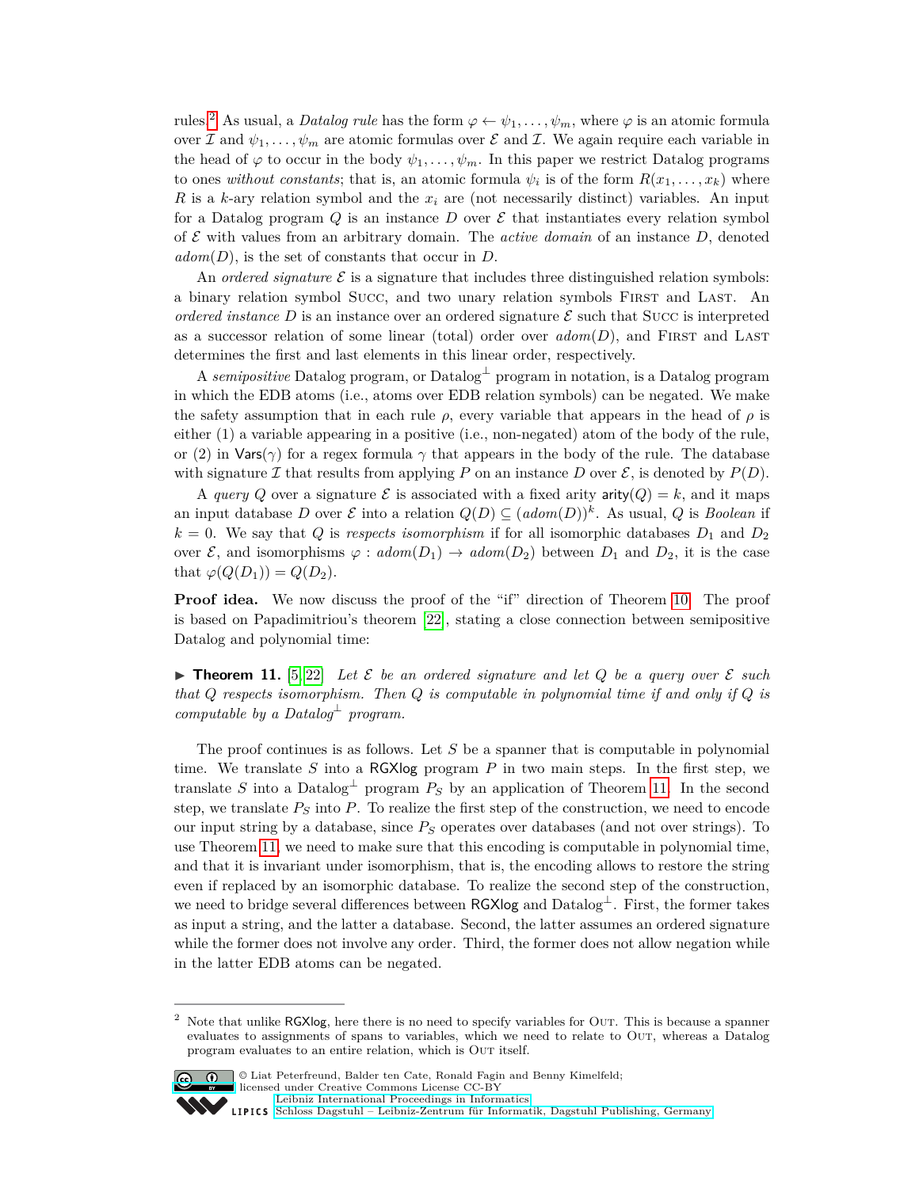rules.[2] As usual, a *Datalog rule* has the form $\varphi \leftarrow \psi_1, \ldots, \psi_m$, where $\varphi$ is an atomic formula over $\mathcal{I}$ and $\psi_1, \ldots, \psi_m$ are atomic formulas over $\mathcal{E}$ and $\mathcal{I}$. We again require each variable in the head of $\varphi$ to occur in the body $\psi_1, \ldots, \psi_m$. In this paper we restrict Datalog programs to ones *without constants*; that is, an atomic formula $\psi_i$ is of the form $R(x_1, \ldots, x_k)$ where $R$ is a $k$-ary relation symbol and the $x_i$ are (not necessarily distinct) variables. An input for a Datalog program $Q$ is an instance $D$ over $\mathcal{E}$ that instantiates every relation symbol of $\mathcal{E}$ with values from an arbitrary domain. The *active domain* of an instance $D$, denoted $adom(D)$, is the set of constants that occur in $D$.

An *ordered signature* $\mathcal{E}$ is a signature that includes three distinguished relation symbols: a binary relation symbol Succ, and two unary relation symbols First and Last. An *ordered instance* $D$ is an instance over an ordered signature $\mathcal{E}$ such that Succ is interpreted as a successor relation of some linear (total) order over $adom(D)$, and First and Last determines the first and last elements in this linear order, respectively.

A *semipositive* Datalog program, or Datalog$^\perp$ program in notation, is a Datalog program in which the EDB atoms (i.e., atoms over EDB relation symbols) can be negated. We make the safety assumption that in each rule $\rho$, every variable that appears in the head of $\rho$ is either (1) a variable appearing in a positive (i.e., non-negated) atom of the body of the rule, or (2) in $\mathsf{Vars}(\gamma)$ for a regex formula $\gamma$ that appears in the body of the rule. The database with signature $\mathcal{I}$ that results from applying $P$ on an instance $D$ over $\mathcal{E}$, is denoted by $P(D)$.

A *query* $Q$ over a signature $\mathcal{E}$ is associated with a fixed arity $\mathsf{arity}(Q) = k$, and it maps an input database $D$ over $\mathcal{E}$ into a relation $Q(D) \subseteq (adom(D))^k$. As usual, $Q$ is *Boolean* if $k = 0$. We say that $Q$ is *respects isomorphism* if for all isomorphic databases $D_1$ and $D_2$ over $\mathcal{E}$, and isomorphisms $\varphi : adom(D_1) \to adom(D_2)$ between $D_1$ and $D_2$, it is the case that $\varphi(Q(D_1)) = Q(D_2)$.

**Proof idea.** We now discuss the proof of the "if" direction of Theorem 10. The proof is based on Papadimitriou's theorem [22], stating a close connection between semipositive Datalog and polynomial time:

▶ **Theorem 11.** [5, 22] *Let $\mathcal{E}$ be an ordered signature and let $Q$ be a query over $\mathcal{E}$ such that $Q$ respects isomorphism. Then $Q$ is computable in polynomial time if and only if $Q$ is computable by a Datalog$^\perp$ program.*

The proof continues is as follows. Let $S$ be a spanner that is computable in polynomial time. We translate $S$ into a RGXlog program $P$ in two main steps. In the first step, we translate $S$ into a Datalog$^\perp$ program $P_S$ by an application of Theorem 11. In the second step, we translate $P_S$ into $P$. To realize the first step of the construction, we need to encode our input string by a database, since $P_S$ operates over databases (and not over strings). To use Theorem 11, we need to make sure that this encoding is computable in polynomial time, and that it is invariant under isomorphism, that is, the encoding allows to restore the string even if replaced by an isomorphic database. To realize the second step of the construction, we need to bridge several differences between RGXlog and Datalog$^\perp$. First, the former takes as input a string, and the latter a database. Second, the latter assumes an ordered signature while the former does not involve any order. Third, the former does not allow negation while in the latter EDB atoms can be negated.

[2] Note that unlike RGXlog, here there is no need to specify variables for Out. This is because a spanner evaluates to assignments of spans to variables, which we need to relate to Out, whereas a Datalog program evaluates to an entire relation, which is Out itself.

© Liat Peterfreund, Balder ten Cate, Ronald Fagin and Benny Kimelfeld; licensed under Creative Commons License CC-BY
Leibniz International Proceedings in Informatics
Schloss Dagstuhl – Leibniz-Zentrum für Informatik, Dagstuhl Publishing, Germany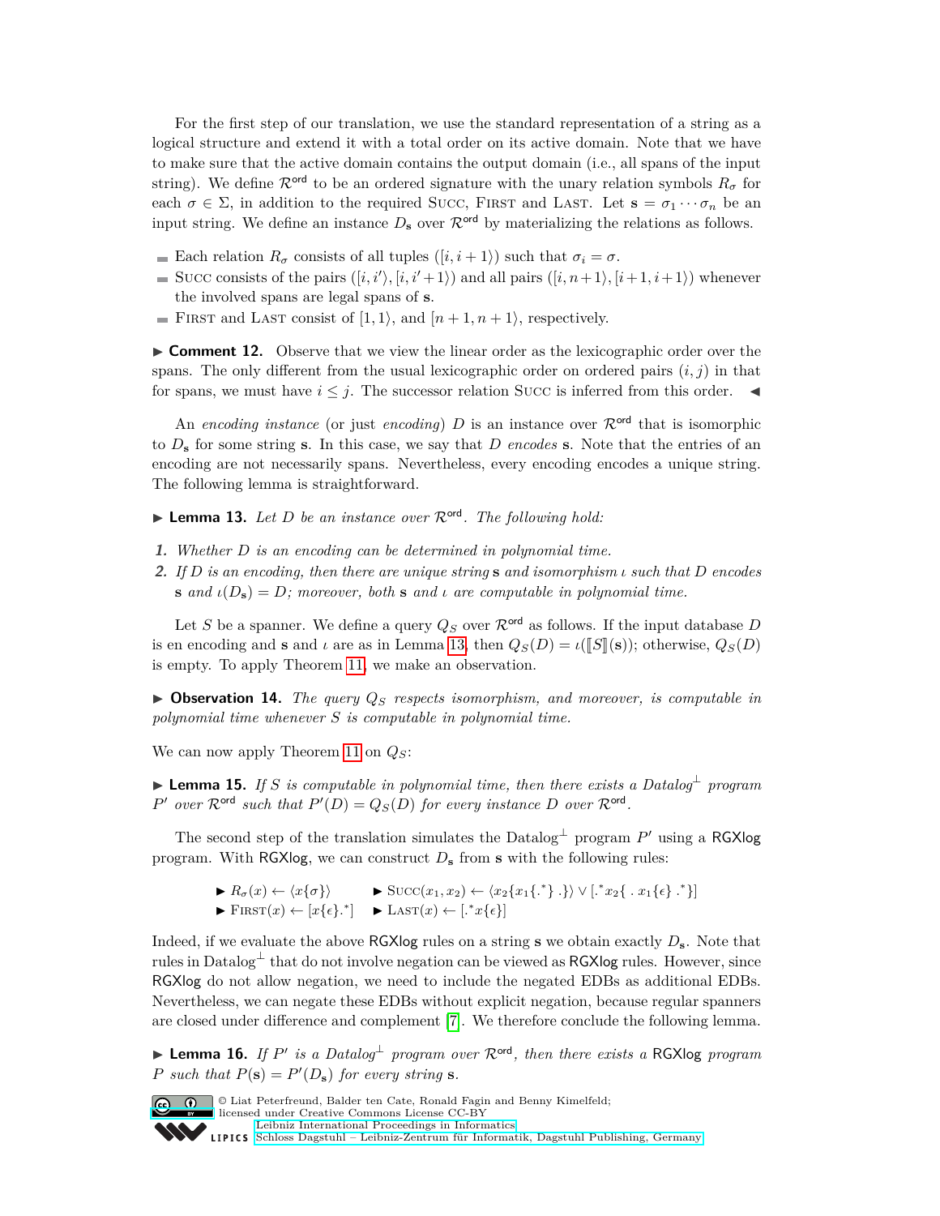For the first step of our translation, we use the standard representation of a string as a logical structure and extend it with a total order on its active domain. Note that we have to make sure that the active domain contains the output domain (i.e., all spans of the input string). We define $\mathcal{R}^{\mathsf{ord}}$ to be an ordered signature with the unary relation symbols $R_\sigma$ for each $\sigma \in \Sigma$, in addition to the required Succ, First and Last. Let $\mathbf{s} = \sigma_1 \cdots \sigma_n$ be an input string. We define an instance $D_{\mathbf{s}}$ over $\mathcal{R}^{\mathsf{ord}}$ by materializing the relations as follows.

- Each relation $R_\sigma$ consists of all tuples $([i, i+1\rangle)$ such that $\sigma_i = \sigma$.
- Succ consists of the pairs $([i, i'\rangle, [i, i'+1\rangle)$ and all pairs $([i, n+1\rangle, [i+1, i+1\rangle)$ whenever the involved spans are legal spans of $\mathbf{s}$.
- First and Last consist of $[1, 1\rangle$, and $[n+1, n+1\rangle$, respectively.

▶ **Comment 12.** Observe that we view the linear order as the lexicographic order over the spans. The only different from the usual lexicographic order on ordered pairs $(i, j)$ in that for spans, we must have $i \leq j$. The successor relation Succ is inferred from this order. ◀

An *encoding instance* (or just *encoding*) $D$ is an instance over $\mathcal{R}^{\mathsf{ord}}$ that is isomorphic to $D_{\mathbf{s}}$ for some string $\mathbf{s}$. In this case, we say that $D$ *encodes* $\mathbf{s}$. Note that the entries of an encoding are not necessarily spans. Nevertheless, every encoding encodes a unique string. The following lemma is straightforward.

▶ **Lemma 13.** *Let $D$ be an instance over $\mathcal{R}^{\mathsf{ord}}$. The following hold:*

1. *Whether $D$ is an encoding can be determined in polynomial time.*
2. *If $D$ is an encoding, then there are unique string $\mathbf{s}$ and isomorphism $\iota$ such that $D$ encodes $\mathbf{s}$ and $\iota(D_{\mathbf{s}}) = D$; moreover, both $\mathbf{s}$ and $\iota$ are computable in polynomial time.*

Let $S$ be a spanner. We define a query $Q_S$ over $\mathcal{R}^{\mathsf{ord}}$ as follows. If the input database $D$ is en encoding and $\mathbf{s}$ and $\iota$ are as in Lemma 13, then $Q_S(D) = \iota([\![S]\!](\mathbf{s}))$; otherwise, $Q_S(D)$ is empty. To apply Theorem 11, we make an observation.

▶ **Observation 14.** *The query $Q_S$ respects isomorphism, and moreover, is computable in polynomial time whenever $S$ is computable in polynomial time.*

We can now apply Theorem 11 on $Q_S$:

▶ **Lemma 15.** *If $S$ is computable in polynomial time, then there exists a Datalog$^\perp$ program $P'$ over $\mathcal{R}^{\mathsf{ord}}$ such that $P'(D) = Q_S(D)$ for every instance $D$ over $\mathcal{R}^{\mathsf{ord}}$.*

The second step of the translation simulates the Datalog$^\perp$ program $P'$ using a RGXlog program. With RGXlog, we can construct $D_{\mathbf{s}}$ from $\mathbf{s}$ with the following rules:

$$\blacktriangleright\ R_\sigma(x) \leftarrow \langle x\{\sigma\}\rangle \qquad \blacktriangleright\ \textsc{Succ}(x_1, x_2) \leftarrow \langle x_2\{x_1\{.^*\}\ .\}\rangle \vee [.^* x_2\{\ .\ x_1\{\epsilon\}\ .^*\}]$$
$$\blacktriangleright\ \textsc{First}(x) \leftarrow [x\{\epsilon\}.^*] \qquad \blacktriangleright\ \textsc{Last}(x) \leftarrow [.^* x\{\epsilon\}]$$

Indeed, if we evaluate the above RGXlog rules on a string $\mathbf{s}$ we obtain exactly $D_{\mathbf{s}}$. Note that rules in Datalog$^\perp$ that do not involve negation can be viewed as RGXlog rules. However, since RGXlog do not allow negation, we need to include the negated EDBs as additional EDBs. Nevertheless, we can negate these EDBs without explicit negation, because regular spanners are closed under difference and complement [7]. We therefore conclude the following lemma.

▶ **Lemma 16.** *If $P'$ is a Datalog$^\perp$ program over $\mathcal{R}^{\mathsf{ord}}$, then there exists a RGXlog program $P$ such that $P(\mathbf{s}) = P'(D_{\mathbf{s}})$ for every string $\mathbf{s}$.*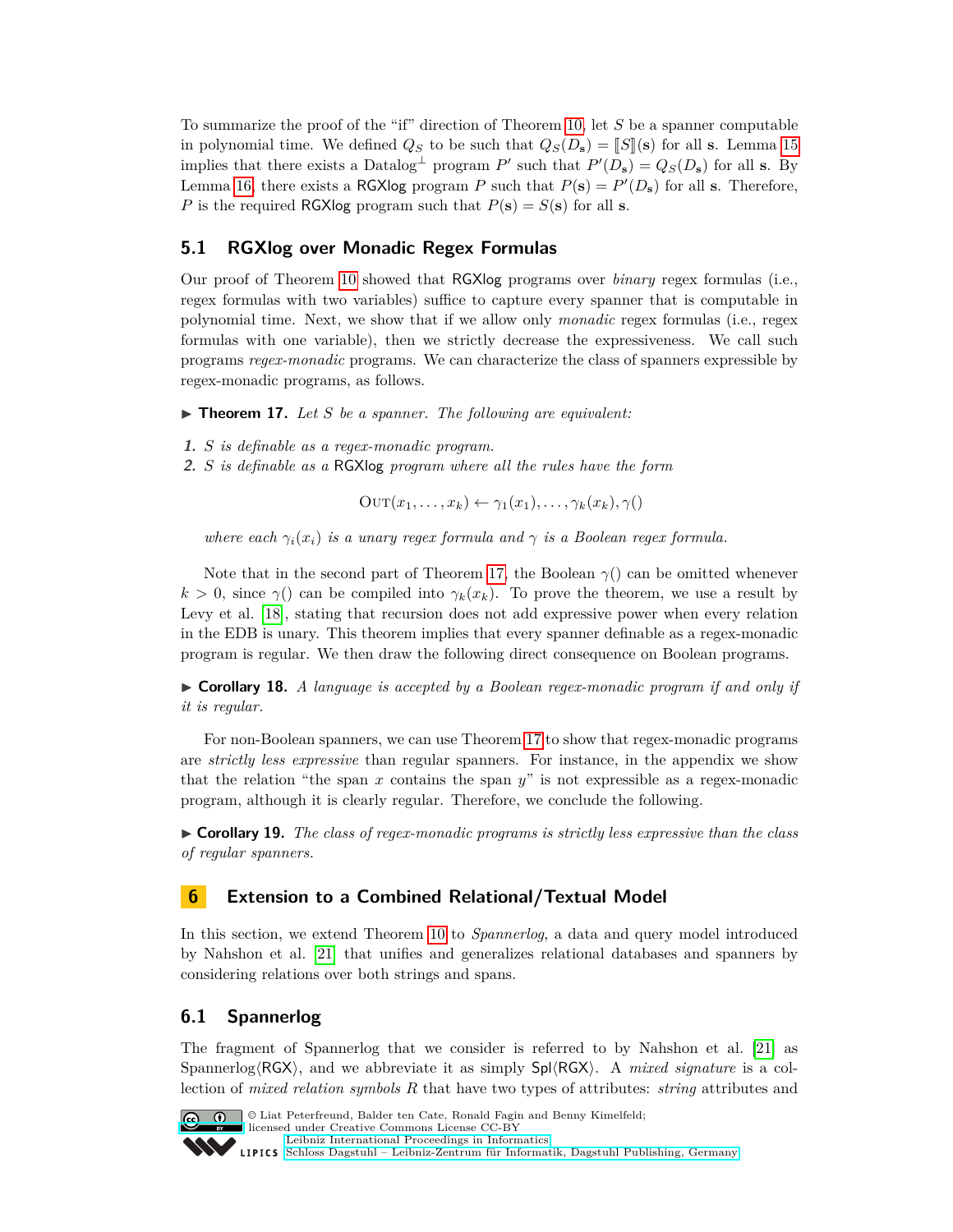To summarize the proof of the "if" direction of Theorem 10, let $S$ be a spanner computable in polynomial time. We defined $Q_S$ to be such that $Q_S(D_\mathbf{s}) = [\![S]\!](\mathbf{s})$ for all $\mathbf{s}$. Lemma 15 implies that there exists a Datalog$^\perp$ program $P'$ such that $P'(D_\mathbf{s}) = Q_S(D_\mathbf{s})$ for all $\mathbf{s}$. By Lemma 16, there exists a RGXlog program $P$ such that $P(\mathbf{s}) = P'(D_\mathbf{s})$ for all $\mathbf{s}$. Therefore, $P$ is the required RGXlog program such that $P(\mathbf{s}) = S(\mathbf{s})$ for all $\mathbf{s}$.

## 5.1 RGXlog over Monadic Regex Formulas

Our proof of Theorem 10 showed that RGXlog programs over *binary* regex formulas (i.e., regex formulas with two variables) suffice to capture every spanner that is computable in polynomial time. Next, we show that if we allow only *monadic* regex formulas (i.e., regex formulas with one variable), then we strictly decrease the expressiveness. We call such programs *regex-monadic* programs. We can characterize the class of spanners expressible by regex-monadic programs, as follows.

▶ **Theorem 17.** *Let $S$ be a spanner. The following are equivalent:*

1. *$S$ is definable as a regex-monadic program.*
2. *$S$ is definable as a RGXlog program where all the rules have the form*

$$\textsc{Out}(x_1, \dots, x_k) \leftarrow \gamma_1(x_1), \dots, \gamma_k(x_k), \gamma()$$

*where each $\gamma_i(x_i)$ is a unary regex formula and $\gamma$ is a Boolean regex formula.*

Note that in the second part of Theorem 17, the Boolean $\gamma()$ can be omitted whenever $k > 0$, since $\gamma()$ can be compiled into $\gamma_k(x_k)$. To prove the theorem, we use a result by Levy et al. [18], stating that recursion does not add expressive power when every relation in the EDB is unary. This theorem implies that every spanner definable as a regex-monadic program is regular. We then draw the following direct consequence on Boolean programs.

▶ **Corollary 18.** *A language is accepted by a Boolean regex-monadic program if and only if it is regular.*

For non-Boolean spanners, we can use Theorem 17 to show that regex-monadic programs are *strictly less expressive* than regular spanners. For instance, in the appendix we show that the relation "the span $x$ contains the span $y$" is not expressible as a regex-monadic program, although it is clearly regular. Therefore, we conclude the following.

▶ **Corollary 19.** *The class of regex-monadic programs is strictly less expressive than the class of regular spanners.*

# 6 Extension to a Combined Relational/Textual Model

In this section, we extend Theorem 10 to *Spannerlog*, a data and query model introduced by Nahshon et al. [21] that unifies and generalizes relational databases and spanners by considering relations over both strings and spans.

## 6.1 Spannerlog

The fragment of Spannerlog that we consider is referred to by Nahshon et al. [21] as Spannerlog⟨RGX⟩, and we abbreviate it as simply Spl⟨RGX⟩. A *mixed signature* is a collection of *mixed relation symbols* $R$ that have two types of attributes: *string* attributes and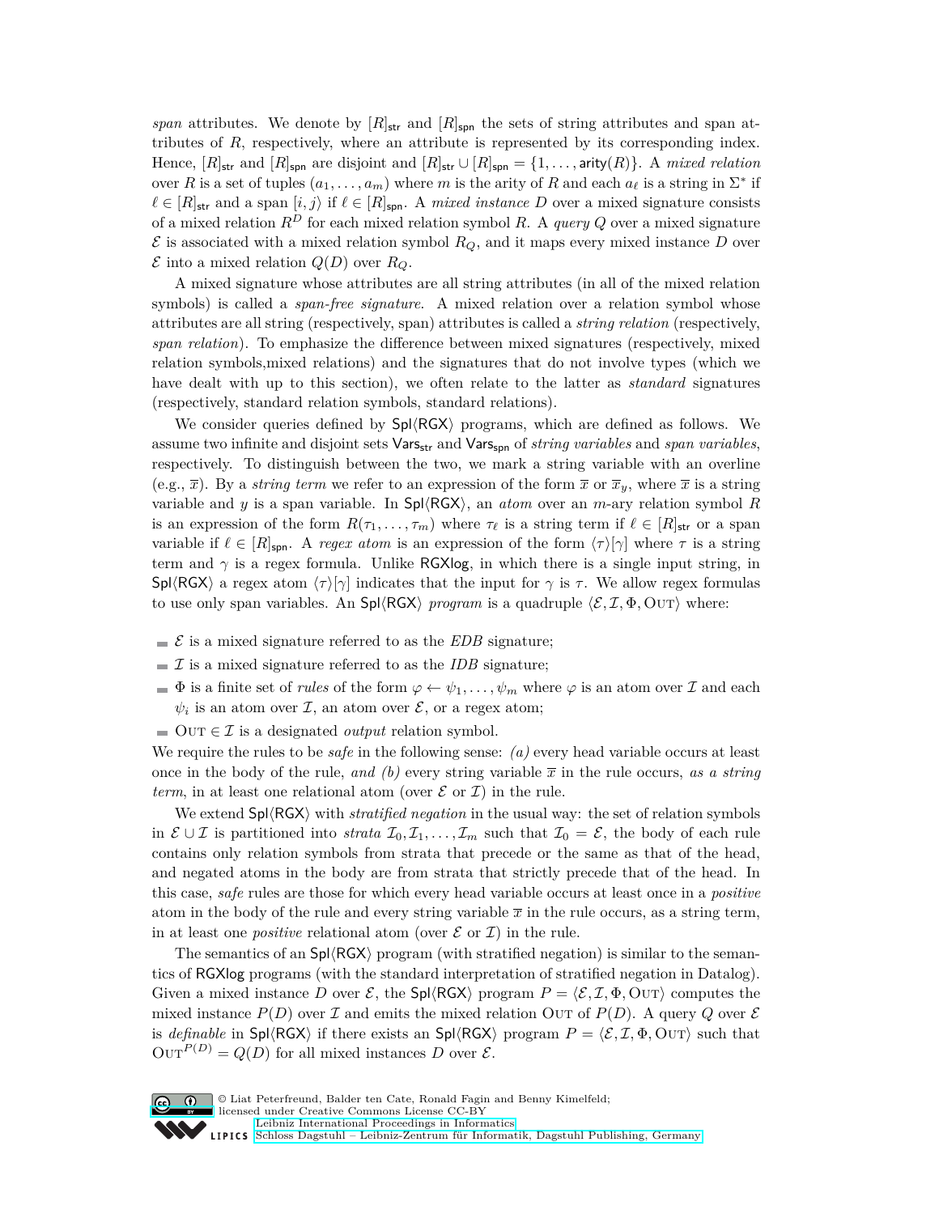*span* attributes. We denote by $[R]_{\mathsf{str}}$ and $[R]_{\mathsf{spn}}$ the sets of string attributes and span attributes of $R$, respectively, where an attribute is represented by its corresponding index. Hence, $[R]_{\mathsf{str}}$ and $[R]_{\mathsf{spn}}$ are disjoint and $[R]_{\mathsf{str}} \cup [R]_{\mathsf{spn}} = \{1, \dots, \mathsf{arity}(R)\}$. A *mixed relation* over $R$ is a set of tuples $(a_1, \dots, a_m)$ where $m$ is the arity of $R$ and each $a_\ell$ is a string in $\Sigma^*$ if $\ell \in [R]_{\mathsf{str}}$ and a span $[i, j\rangle$ if $\ell \in [R]_{\mathsf{spn}}$. A *mixed instance* $D$ over a mixed signature consists of a mixed relation $R^D$ for each mixed relation symbol $R$. A *query* $Q$ over a mixed signature $\mathcal{E}$ is associated with a mixed relation symbol $R_Q$, and it maps every mixed instance $D$ over $\mathcal{E}$ into a mixed relation $Q(D)$ over $R_Q$.

A mixed signature whose attributes are all string attributes (in all of the mixed relation symbols) is called a *span-free signature*. A mixed relation over a relation symbol whose attributes are all string (respectively, span) attributes is called a *string relation* (respectively, *span relation*). To emphasize the difference between mixed signatures (respectively, mixed relation symbols,mixed relations) and the signatures that do not involve types (which we have dealt with up to this section), we often relate to the latter as *standard* signatures (respectively, standard relation symbols, standard relations).

We consider queries defined by $\mathsf{Spl}\langle\mathsf{RGX}\rangle$ programs, which are defined as follows. We assume two infinite and disjoint sets $\mathsf{Vars}_{\mathsf{str}}$ and $\mathsf{Vars}_{\mathsf{spn}}$ of *string variables* and *span variables*, respectively. To distinguish between the two, we mark a string variable with an overline (e.g., $\overline{x}$). By a *string term* we refer to an expression of the form $\overline{x}$ or $\overline{x}_y$, where $\overline{x}$ is a string variable and $y$ is a span variable. In $\mathsf{Spl}\langle\mathsf{RGX}\rangle$, an *atom* over an $m$-ary relation symbol $R$ is an expression of the form $R(\tau_1, \dots, \tau_m)$ where $\tau_\ell$ is a string term if $\ell \in [R]_{\mathsf{str}}$ or a span variable if $\ell \in [R]_{\mathsf{spn}}$. A *regex atom* is an expression of the form $\langle\tau\rangle[\gamma]$ where $\tau$ is a string term and $\gamma$ is a regex formula. Unlike $\mathsf{RGXlog}$, in which there is a single input string, in $\mathsf{Spl}\langle\mathsf{RGX}\rangle$ a regex atom $\langle\tau\rangle[\gamma]$ indicates that the input for $\gamma$ is $\tau$. We allow regex formulas to use only span variables. An $\mathsf{Spl}\langle\mathsf{RGX}\rangle$ *program* is a quadruple $\langle\mathcal{E}, \mathcal{I}, \Phi, \textsc{Out}\rangle$ where:

- $\mathcal{E}$ is a mixed signature referred to as the *EDB* signature;
- $\mathcal{I}$ is a mixed signature referred to as the *IDB* signature;
- $\Phi$ is a finite set of *rules* of the form $\varphi \leftarrow \psi_1, \dots, \psi_m$ where $\varphi$ is an atom over $\mathcal{I}$ and each $\psi_i$ is an atom over $\mathcal{I}$, an atom over $\mathcal{E}$, or a regex atom;
- $\textsc{Out} \in \mathcal{I}$ is a designated *output* relation symbol.

We require the rules to be *safe* in the following sense: *(a)* every head variable occurs at least once in the body of the rule, *and (b)* every string variable $\overline{x}$ in the rule occurs, *as a string term*, in at least one relational atom (over $\mathcal{E}$ or $\mathcal{I}$) in the rule.

We extend $\mathsf{Spl}\langle\mathsf{RGX}\rangle$ with *stratified negation* in the usual way: the set of relation symbols in $\mathcal{E} \cup \mathcal{I}$ is partitioned into *strata* $\mathcal{I}_0, \mathcal{I}_1, \dots, \mathcal{I}_m$ such that $\mathcal{I}_0 = \mathcal{E}$, the body of each rule contains only relation symbols from strata that precede or the same as that of the head, and negated atoms in the body are from strata that strictly precede that of the head. In this case, *safe* rules are those for which every head variable occurs at least once in a *positive* atom in the body of the rule and every string variable $\overline{x}$ in the rule occurs, as a string term, in at least one *positive* relational atom (over $\mathcal{E}$ or $\mathcal{I}$) in the rule.

The semantics of an $\mathsf{Spl}\langle\mathsf{RGX}\rangle$ program (with stratified negation) is similar to the semantics of $\mathsf{RGXlog}$ programs (with the standard interpretation of stratified negation in Datalog). Given a mixed instance $D$ over $\mathcal{E}$, the $\mathsf{Spl}\langle\mathsf{RGX}\rangle$ program $P = \langle\mathcal{E}, \mathcal{I}, \Phi, \textsc{Out}\rangle$ computes the mixed instance $P(D)$ over $\mathcal{I}$ and emits the mixed relation $\textsc{Out}$ of $P(D)$. A query $Q$ over $\mathcal{E}$ is *definable* in $\mathsf{Spl}\langle\mathsf{RGX}\rangle$ if there exists an $\mathsf{Spl}\langle\mathsf{RGX}\rangle$ program $P = \langle\mathcal{E}, \mathcal{I}, \Phi, \textsc{Out}\rangle$ such that $\textsc{Out}^{P(D)} = Q(D)$ for all mixed instances $D$ over $\mathcal{E}$.

© Liat Peterfreund, Balder ten Cate, Ronald Fagin and Benny Kimelfeld;
licensed under Creative Commons License CC-BY
Leibniz International Proceedings in Informatics
Schloss Dagstuhl – Leibniz-Zentrum für Informatik, Dagstuhl Publishing, Germany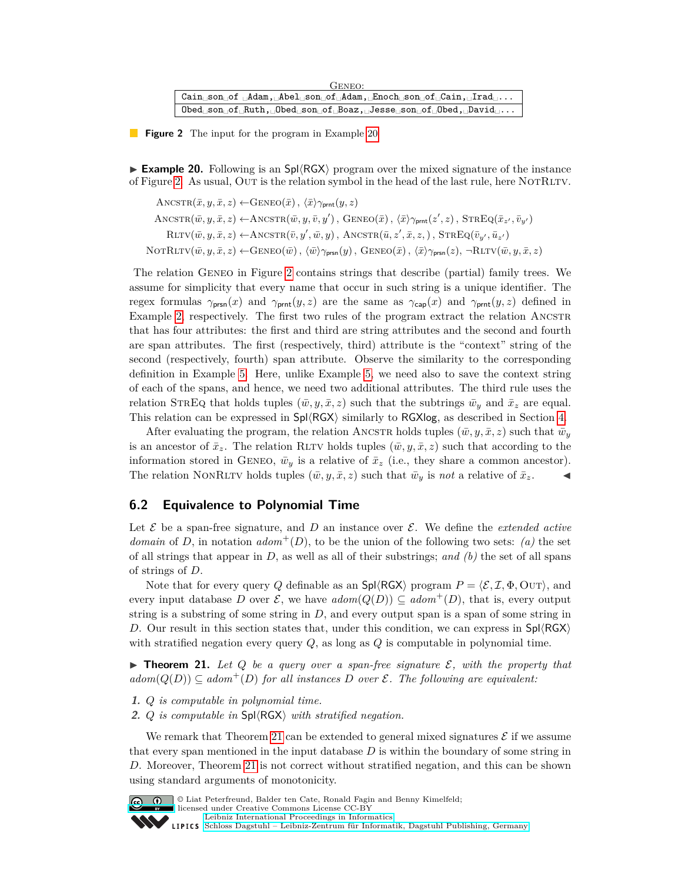GENEO:

| Cain␣son␣of ␣Adam,␣Abel␣son␣of␣Adam,␣Enoch␣son␣of␣Cain,␣Irad␣... |
|---|
| Obed␣son␣of␣Ruth,␣Obed␣son␣of␣Boaz,␣Jesse␣son␣of␣Obed,␣David␣... |

**Figure 2** The input for the program in Example 20.

▶ **Example 20.** Following is an Spl⟨RGX⟩ program over the mixed signature of the instance of Figure 2. As usual, OUT is the relation symbol in the head of the last rule, here NOTRLTV.

$$\begin{aligned}
\textsc{Ancstr}(\bar{x}, y, \bar{x}, z) &\leftarrow \textsc{Geneo}(\bar{x}) \,,\; \langle \bar{x} \rangle \gamma_{\mathsf{prnt}}(y, z) \\
\textsc{Ancstr}(\bar{w}, y, \bar{x}, z) &\leftarrow \textsc{Ancstr}(\bar{w}, y, \bar{v}, y') \,,\; \textsc{Geneo}(\bar{x}) \,,\; \langle \bar{x} \rangle \gamma_{\mathsf{prnt}}(z', z) \,,\; \textsc{StrEq}(\bar{x}_{z'}, \bar{v}_{y'}) \\
\textsc{Rltv}(\bar{w}, y, \bar{x}, z) &\leftarrow \textsc{Ancstr}(\bar{v}, y', \bar{w}, y) \,,\; \textsc{Ancstr}(\bar{u}, z', \bar{x}, z,) \,,\; \textsc{StrEq}(\bar{v}_{y'}, \bar{u}_{z'}) \\
\textsc{NotRltv}(\bar{w}, y, \bar{x}, z) &\leftarrow \textsc{Geneo}(\bar{w}) \,,\; \langle \bar{w} \rangle \gamma_{\mathsf{prsn}}(y) \,,\; \textsc{Geneo}(\bar{x}) \,,\; \langle \bar{x} \rangle \gamma_{\mathsf{prsn}}(z),\; \neg \textsc{Rltv}(\bar{w}, y, \bar{x}, z)
\end{aligned}$$

The relation GENEO in Figure 2 contains strings that describe (partial) family trees. We assume for simplicity that every name that occur in such string is a unique identifier. The regex formulas $\gamma_{\mathsf{prsn}}(x)$ and $\gamma_{\mathsf{prnt}}(y, z)$ are the same as $\gamma_{\mathsf{cap}}(x)$ and $\gamma_{\mathsf{prnt}}(y, z)$ defined in Example 2, respectively. The first two rules of the program extract the relation ANCSTR that has four attributes: the first and third are string attributes and the second and fourth are span attributes. The first (respectively, third) attribute is the "context" string of the second (respectively, fourth) span attribute. Observe the similarity to the corresponding definition in Example 5. Here, unlike Example 5, we need also to save the context string of each of the spans, and hence, we need two additional attributes. The third rule uses the relation STREQ that holds tuples $(\bar{w}, y, \bar{x}, z)$ such that the subtrings $\bar{w}_y$ and $\bar{x}_z$ are equal. This relation can be expressed in Spl⟨RGX⟩ similarly to RGXlog, as described in Section 4.

After evaluating the program, the relation ANCSTR holds tuples $(\bar{w}, y, \bar{x}, z)$ such that $\bar{w}_y$ is an ancestor of $\bar{x}_z$. The relation RLTV holds tuples $(\bar{w}, y, \bar{x}, z)$ such that according to the information stored in GENEO, $\bar{w}_y$ is a relative of $\bar{x}_z$ (i.e., they share a common ancestor). The relation NONRLTV holds tuples $(\bar{w}, y, \bar{x}, z)$ such that $\bar{w}_y$ is *not* a relative of $\bar{x}_z$. ◀

## 6.2 Equivalence to Polynomial Time

Let $\mathcal{E}$ be a span-free signature, and $D$ an instance over $\mathcal{E}$. We define the *extended active domain* of $D$, in notation $adom^+(D)$, to be the union of the following two sets: *(a)* the set of all strings that appear in $D$, as well as all of their substrings; *and (b)* the set of all spans of strings of $D$.

Note that for every query $Q$ definable as an Spl⟨RGX⟩ program $P = \langle \mathcal{E}, \mathcal{I}, \Phi, \textsc{Out} \rangle$, and every input database $D$ over $\mathcal{E}$, we have $adom(Q(D)) \subseteq adom^+(D)$, that is, every output string is a substring of some string in $D$, and every output span is a span of some string in $D$. Our result in this section states that, under this condition, we can express in Spl⟨RGX⟩ with stratified negation every query $Q$, as long as $Q$ is computable in polynomial time.

▶ **Theorem 21.** *Let $Q$ be a query over a span-free signature $\mathcal{E}$, with the property that $adom(Q(D)) \subseteq adom^+(D)$ for all instances $D$ over $\mathcal{E}$. The following are equivalent:*

1. *$Q$ is computable in polynomial time.*
2. *$Q$ is computable in Spl⟨RGX⟩ with stratified negation.*

We remark that Theorem 21 can be extended to general mixed signatures $\mathcal{E}$ if we assume that every span mentioned in the input database $D$ is within the boundary of some string in $D$. Moreover, Theorem 21 is not correct without stratified negation, and this can be shown using standard arguments of monotonicity.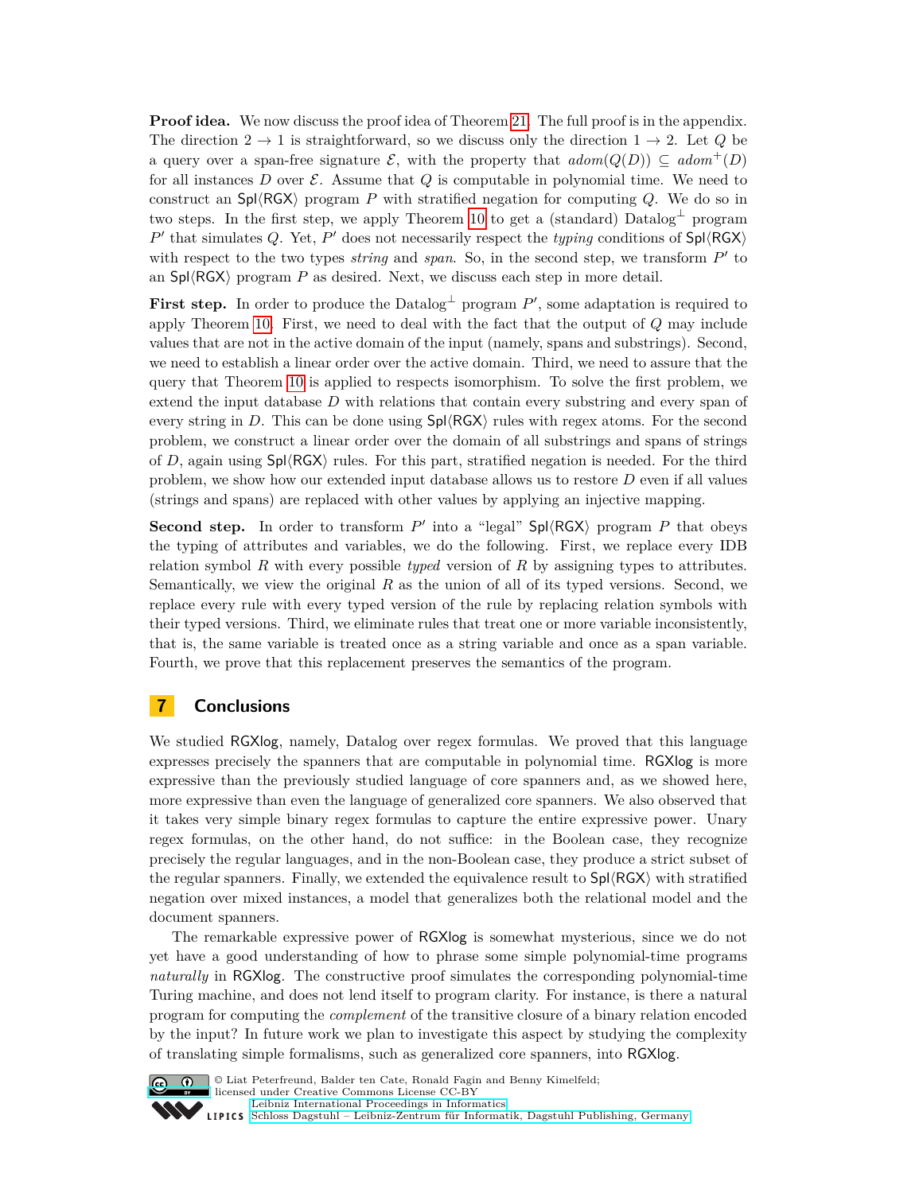**Proof idea.** We now discuss the proof idea of Theorem 21. The full proof is in the appendix. The direction $2 \to 1$ is straightforward, so we discuss only the direction $1 \to 2$. Let $Q$ be a query over a span-free signature $\mathcal{E}$, with the property that $adom(Q(D)) \subseteq adom^{+}(D)$ for all instances $D$ over $\mathcal{E}$. Assume that $Q$ is computable in polynomial time. We need to construct an $\mathsf{Spl}\langle\mathsf{RGX}\rangle$ program $P$ with stratified negation for computing $Q$. We do so in two steps. In the first step, we apply Theorem 10 to get a (standard) Datalog$^{\perp}$ program $P'$ that simulates $Q$. Yet, $P'$ does not necessarily respect the *typing* conditions of $\mathsf{Spl}\langle\mathsf{RGX}\rangle$ with respect to the two types *string* and *span*. So, in the second step, we transform $P'$ to an $\mathsf{Spl}\langle\mathsf{RGX}\rangle$ program $P$ as desired. Next, we discuss each step in more detail.

**First step.** In order to produce the Datalog$^{\perp}$ program $P'$, some adaptation is required to apply Theorem 10. First, we need to deal with the fact that the output of $Q$ may include values that are not in the active domain of the input (namely, spans and substrings). Second, we need to establish a linear order over the active domain. Third, we need to assure that the query that Theorem 10 is applied to respects isomorphism. To solve the first problem, we extend the input database $D$ with relations that contain every substring and every span of every string in $D$. This can be done using $\mathsf{Spl}\langle\mathsf{RGX}\rangle$ rules with regex atoms. For the second problem, we construct a linear order over the domain of all substrings and spans of strings of $D$, again using $\mathsf{Spl}\langle\mathsf{RGX}\rangle$ rules. For this part, stratified negation is needed. For the third problem, we show how our extended input database allows us to restore $D$ even if all values (strings and spans) are replaced with other values by applying an injective mapping.

**Second step.** In order to transform $P'$ into a "legal" $\mathsf{Spl}\langle\mathsf{RGX}\rangle$ program $P$ that obeys the typing of attributes and variables, we do the following. First, we replace every IDB relation symbol $R$ with every possible *typed* version of $R$ by assigning types to attributes. Semantically, we view the original $R$ as the union of all of its typed versions. Second, we replace every rule with every typed version of the rule by replacing relation symbols with their typed versions. Third, we eliminate rules that treat one or more variable inconsistently, that is, the same variable is treated once as a string variable and once as a span variable. Fourth, we prove that this replacement preserves the semantics of the program.

## 7 Conclusions

We studied RGXlog, namely, Datalog over regex formulas. We proved that this language expresses precisely the spanners that are computable in polynomial time. RGXlog is more expressive than the previously studied language of core spanners and, as we showed here, more expressive than even the language of generalized core spanners. We also observed that it takes very simple binary regex formulas to capture the entire expressive power. Unary regex formulas, on the other hand, do not suffice: in the Boolean case, they recognize precisely the regular languages, and in the non-Boolean case, they produce a strict subset of the regular spanners. Finally, we extended the equivalence result to $\mathsf{Spl}\langle\mathsf{RGX}\rangle$ with stratified negation over mixed instances, a model that generalizes both the relational model and the document spanners.

The remarkable expressive power of RGXlog is somewhat mysterious, since we do not yet have a good understanding of how to phrase some simple polynomial-time programs *naturally* in RGXlog. The constructive proof simulates the corresponding polynomial-time Turing machine, and does not lend itself to program clarity. For instance, is there a natural program for computing the *complement* of the transitive closure of a binary relation encoded by the input? In future work we plan to investigate this aspect by studying the complexity of translating simple formalisms, such as generalized core spanners, into RGXlog.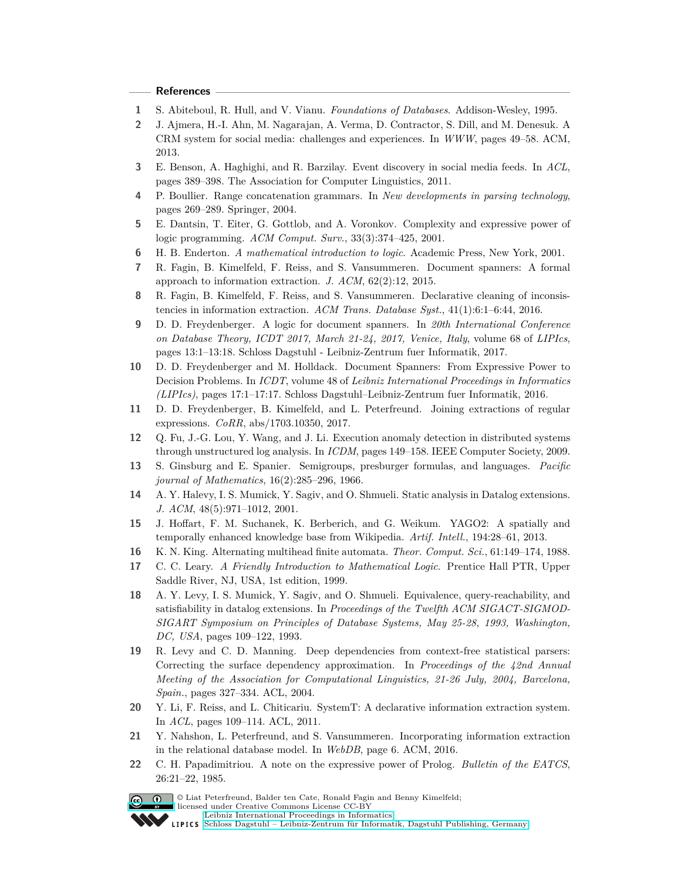## References

1. S. Abiteboul, R. Hull, and V. Vianu. *Foundations of Databases*. Addison-Wesley, 1995.
2. J. Ajmera, H.-I. Ahn, M. Nagarajan, A. Verma, D. Contractor, S. Dill, and M. Denesuk. A CRM system for social media: challenges and experiences. In *WWW*, pages 49–58. ACM, 2013.
3. E. Benson, A. Haghighi, and R. Barzilay. Event discovery in social media feeds. In *ACL*, pages 389–398. The Association for Computer Linguistics, 2011.
4. P. Boullier. Range concatenation grammars. In *New developments in parsing technology*, pages 269–289. Springer, 2004.
5. E. Dantsin, T. Eiter, G. Gottlob, and A. Voronkov. Complexity and expressive power of logic programming. *ACM Comput. Surv.*, 33(3):374–425, 2001.
6. H. B. Enderton. *A mathematical introduction to logic*. Academic Press, New York, 2001.
7. R. Fagin, B. Kimelfeld, F. Reiss, and S. Vansummeren. Document spanners: A formal approach to information extraction. *J. ACM*, 62(2):12, 2015.
8. R. Fagin, B. Kimelfeld, F. Reiss, and S. Vansummeren. Declarative cleaning of inconsistencies in information extraction. *ACM Trans. Database Syst.*, 41(1):6:1–6:44, 2016.
9. D. D. Freydenberger. A logic for document spanners. In *20th International Conference on Database Theory, ICDT 2017, March 21-24, 2017, Venice, Italy*, volume 68 of *LIPIcs*, pages 13:1–13:18. Schloss Dagstuhl - Leibniz-Zentrum fuer Informatik, 2017.
10. D. D. Freydenberger and M. Holldack. Document Spanners: From Expressive Power to Decision Problems. In *ICDT*, volume 48 of *Leibniz International Proceedings in Informatics (LIPIcs)*, pages 17:1–17:17. Schloss Dagstuhl–Leibniz-Zentrum fuer Informatik, 2016.
11. D. D. Freydenberger, B. Kimelfeld, and L. Peterfreund. Joining extractions of regular expressions. *CoRR*, abs/1703.10350, 2017.
12. Q. Fu, J.-G. Lou, Y. Wang, and J. Li. Execution anomaly detection in distributed systems through unstructured log analysis. In *ICDM*, pages 149–158. IEEE Computer Society, 2009.
13. S. Ginsburg and E. Spanier. Semigroups, presburger formulas, and languages. *Pacific journal of Mathematics*, 16(2):285–296, 1966.
14. A. Y. Halevy, I. S. Mumick, Y. Sagiv, and O. Shmueli. Static analysis in Datalog extensions. *J. ACM*, 48(5):971–1012, 2001.
15. J. Hoffart, F. M. Suchanek, K. Berberich, and G. Weikum. YAGO2: A spatially and temporally enhanced knowledge base from Wikipedia. *Artif. Intell.*, 194:28–61, 2013.
16. K. N. King. Alternating multihead finite automata. *Theor. Comput. Sci.*, 61:149–174, 1988.
17. C. C. Leary. *A Friendly Introduction to Mathematical Logic*. Prentice Hall PTR, Upper Saddle River, NJ, USA, 1st edition, 1999.
18. A. Y. Levy, I. S. Mumick, Y. Sagiv, and O. Shmueli. Equivalence, query-reachability, and satisfiability in datalog extensions. In *Proceedings of the Twelfth ACM SIGACT-SIGMOD-SIGART Symposium on Principles of Database Systems, May 25-28, 1993, Washington, DC, USA*, pages 109–122, 1993.
19. R. Levy and C. D. Manning. Deep dependencies from context-free statistical parsers: Correcting the surface dependency approximation. In *Proceedings of the 42nd Annual Meeting of the Association for Computational Linguistics, 21-26 July, 2004, Barcelona, Spain.*, pages 327–334. ACL, 2004.
20. Y. Li, F. Reiss, and L. Chiticariu. SystemT: A declarative information extraction system. In *ACL*, pages 109–114. ACL, 2011.
21. Y. Nahshon, L. Peterfreund, and S. Vansummeren. Incorporating information extraction in the relational database model. In *WebDB*, page 6. ACM, 2016.
22. C. H. Papadimitriou. A note on the expressive power of Prolog. *Bulletin of the EATCS*, 26:21–22, 1985.

© Liat Peterfreund, Balder ten Cate, Ronald Fagin and Benny Kimelfeld;
licensed under Creative Commons License CC-BY
Leibniz International Proceedings in Informatics
Schloss Dagstuhl – Leibniz-Zentrum für Informatik, Dagstuhl Publishing, Germany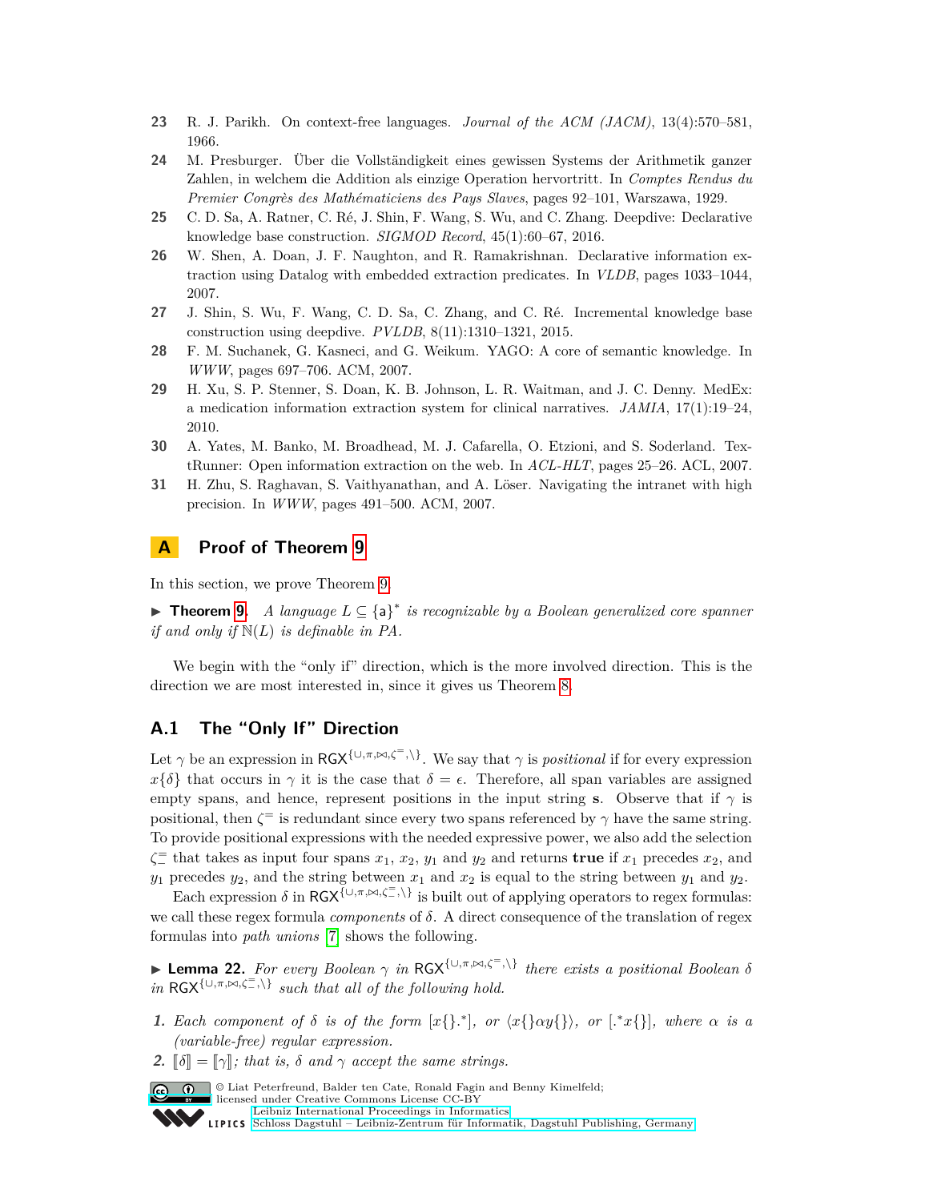23 R. J. Parikh. On context-free languages. *Journal of the ACM (JACM)*, 13(4):570–581, 1966.

24 M. Presburger. Über die Vollständigkeit eines gewissen Systems der Arithmetik ganzer Zahlen, in welchem die Addition als einzige Operation hervortritt. In *Comptes Rendus du Premier Congrès des Mathématiciens des Pays Slaves*, pages 92–101, Warszawa, 1929.

25 C. D. Sa, A. Ratner, C. Ré, J. Shin, F. Wang, S. Wu, and C. Zhang. Deepdive: Declarative knowledge base construction. *SIGMOD Record*, 45(1):60–67, 2016.

26 W. Shen, A. Doan, J. F. Naughton, and R. Ramakrishnan. Declarative information extraction using Datalog with embedded extraction predicates. In *VLDB*, pages 1033–1044, 2007.

27 J. Shin, S. Wu, F. Wang, C. D. Sa, C. Zhang, and C. Ré. Incremental knowledge base construction using deepdive. *PVLDB*, 8(11):1310–1321, 2015.

28 F. M. Suchanek, G. Kasneci, and G. Weikum. YAGO: A core of semantic knowledge. In *WWW*, pages 697–706. ACM, 2007.

29 H. Xu, S. P. Stenner, S. Doan, K. B. Johnson, L. R. Waitman, and J. C. Denny. MedEx: a medication information extraction system for clinical narratives. *JAMIA*, 17(1):19–24, 2010.

30 A. Yates, M. Banko, M. Broadhead, M. J. Cafarella, O. Etzioni, and S. Soderland. TextRunner: Open information extraction on the web. In *ACL-HLT*, pages 25–26. ACL, 2007.

31 H. Zhu, S. Raghavan, S. Vaithyanathan, and A. Löser. Navigating the intranet with high precision. In *WWW*, pages 491–500. ACM, 2007.

## A Proof of Theorem 9

In this section, we prove Theorem 9.

▶ **Theorem 9.** *A language $L \subseteq \{\mathsf{a}\}^*$ is recognizable by a Boolean generalized core spanner if and only if $\mathbb{N}(L)$ is definable in PA.*

We begin with the "only if" direction, which is the more involved direction. This is the direction we are most interested in, since it gives us Theorem 8.

### A.1 The "Only If" Direction

Let $\gamma$ be an expression in $\mathsf{RGX}^{\{\cup,\pi,\bowtie,\zeta^=,\setminus\}}$. We say that $\gamma$ is *positional* if for every expression $x\{\delta\}$ that occurs in $\gamma$ it is the case that $\delta = \epsilon$. Therefore, all span variables are assigned empty spans, and hence, represent positions in the input string $\mathbf{s}$. Observe that if $\gamma$ is positional, then $\zeta^=$ is redundant since every two spans referenced by $\gamma$ have the same string. To provide positional expressions with the needed expressive power, we also add the selection $\zeta^=_-$ that takes as input four spans $x_1$, $x_2$, $y_1$ and $y_2$ and returns **true** if $x_1$ precedes $x_2$, and $y_1$ precedes $y_2$, and the string between $x_1$ and $x_2$ is equal to the string between $y_1$ and $y_2$.

Each expression $\delta$ in $\mathsf{RGX}^{\{\cup,\pi,\bowtie,\zeta^=_-,\setminus\}}$ is built out of applying operators to regex formulas: we call these regex formula *components* of $\delta$. A direct consequence of the translation of regex formulas into *path unions* [7] shows the following.

▶ **Lemma 22.** *For every Boolean $\gamma$ in $\mathsf{RGX}^{\{\cup,\pi,\bowtie,\zeta^=,\setminus\}}$ there exists a positional Boolean $\delta$ in $\mathsf{RGX}^{\{\cup,\pi,\bowtie,\zeta^=_-,\setminus\}}$ such that all of the following hold.*

1. *Each component of $\delta$ is of the form $[x\{\}.^*]$, or $\langle x\{\}\alpha y\{\}\rangle$, or $[.^*x\{\}]$, where $\alpha$ is a (variable-free) regular expression.*
2. *$[\![\delta]\!] = [\![\gamma]\!]$; that is, $\delta$ and $\gamma$ accept the same strings.*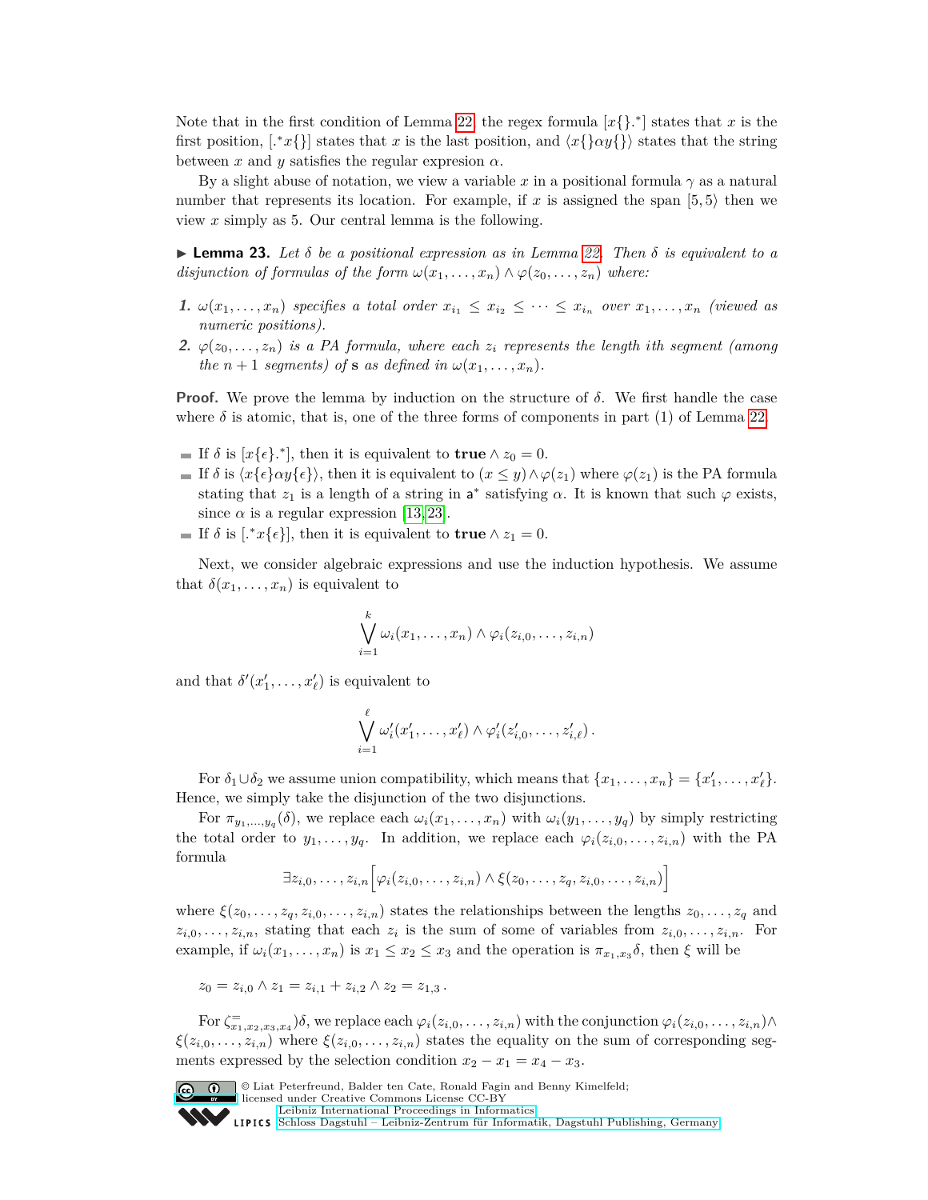Note that in the first condition of Lemma 22, the regex formula $[x\{\}.^*]$ states that $x$ is the first position, $[.^*x\{\}]$ states that $x$ is the last position, and $\langle x\{\}\alpha y\{\}\rangle$ states that the string between $x$ and $y$ satisfies the regular expresion $\alpha$.

By a slight abuse of notation, we view a variable $x$ in a positional formula $\gamma$ as a natural number that represents its location. For example, if $x$ is assigned the span $[5, 5\rangle$ then we view $x$ simply as 5. Our central lemma is the following.

▶ **Lemma 23.** *Let $\delta$ be a positional expression as in Lemma 22. Then $\delta$ is equivalent to a disjunction of formulas of the form $\omega(x_1, \dots, x_n) \wedge \varphi(z_0, \dots, z_n)$ where:*

1. *$\omega(x_1, \dots, x_n)$ specifies a total order $x_{i_1} \leq x_{i_2} \leq \cdots \leq x_{i_n}$ over $x_1, \dots, x_n$ (viewed as numeric positions).*
2. *$\varphi(z_0, \dots, z_n)$ is a PA formula, where each $z_i$ represents the length ith segment (among the $n+1$ segments) of $\mathbf{s}$ as defined in $\omega(x_1, \dots, x_n)$.*

**Proof.** We prove the lemma by induction on the structure of $\delta$. We first handle the case where $\delta$ is atomic, that is, one of the three forms of components in part (1) of Lemma 22.

- If $\delta$ is $[x\{\epsilon\}.^*]$, then it is equivalent to $\textbf{true} \wedge z_0 = 0$.
- If $\delta$ is $\langle x\{\epsilon\}\alpha y\{\epsilon\}\rangle$, then it is equivalent to $(x \leq y) \wedge \varphi(z_1)$ where $\varphi(z_1)$ is the PA formula stating that $z_1$ is a length of a string in $\mathsf{a}^*$ satisfying $\alpha$. It is known that such $\varphi$ exists, since $\alpha$ is a regular expression [13, 23].
- If $\delta$ is $[.^*x\{\epsilon\}]$, then it is equivalent to $\textbf{true} \wedge z_1 = 0$.

Next, we consider algebraic expressions and use the induction hypothesis. We assume that $\delta(x_1, \dots, x_n)$ is equivalent to

$$\bigvee_{i=1}^{k} \omega_i(x_1, \dots, x_n) \wedge \varphi_i(z_{i,0}, \dots, z_{i,n})$$

and that $\delta'(x'_1, \dots, x'_\ell)$ is equivalent to

$$\bigvee_{i=1}^{\ell} \omega'_i(x'_1, \dots, x'_\ell) \wedge \varphi'_i(z'_{i,0}, \dots, z'_{i,\ell}) \,.$$

For $\delta_1 \cup \delta_2$ we assume union compatibility, which means that $\{x_1, \dots, x_n\} = \{x'_1, \dots, x'_\ell\}$. Hence, we simply take the disjunction of the two disjunctions.

For $\pi_{y_1,\dots,y_q}(\delta)$, we replace each $\omega_i(x_1, \dots, x_n)$ with $\omega_i(y_1, \dots, y_q)$ by simply restricting the total order to $y_1, \dots, y_q$. In addition, we replace each $\varphi_i(z_{i,0}, \dots, z_{i,n})$ with the PA formula

$$\exists z_{i,0}, \dots, z_{i,n} \Big[\varphi_i(z_{i,0}, \dots, z_{i,n}) \wedge \xi(z_0, \dots, z_q, z_{i,0}, \dots, z_{i,n})\Big]$$

where $\xi(z_0, \dots, z_q, z_{i,0}, \dots, z_{i,n})$ states the relationships between the lengths $z_0, \dots, z_q$ and $z_{i,0}, \dots, z_{i,n}$, stating that each $z_i$ is the sum of some of variables from $z_{i,0}, \dots, z_{i,n}$. For example, if $\omega_i(x_1, \dots, x_n)$ is $x_1 \leq x_2 \leq x_3$ and the operation is $\pi_{x_1,x_3}\delta$, then $\xi$ will be

$$z_0 = z_{i,0} \wedge z_1 = z_{i,1} + z_{i,2} \wedge z_2 = z_{1,3} \,.$$

For $\zeta^{=}_{x_1,x_2,x_3,x_4})\delta$, we replace each $\varphi_i(z_{i,0}, \dots, z_{i,n})$ with the conjunction $\varphi_i(z_{i,0}, \dots, z_{i,n}) \wedge \xi(z_{i,0}, \dots, z_{i,n})$ where $\xi(z_{i,0}, \dots, z_{i,n})$ states the equality on the sum of corresponding segments expressed by the selection condition $x_2 - x_1 = x_4 - x_3$.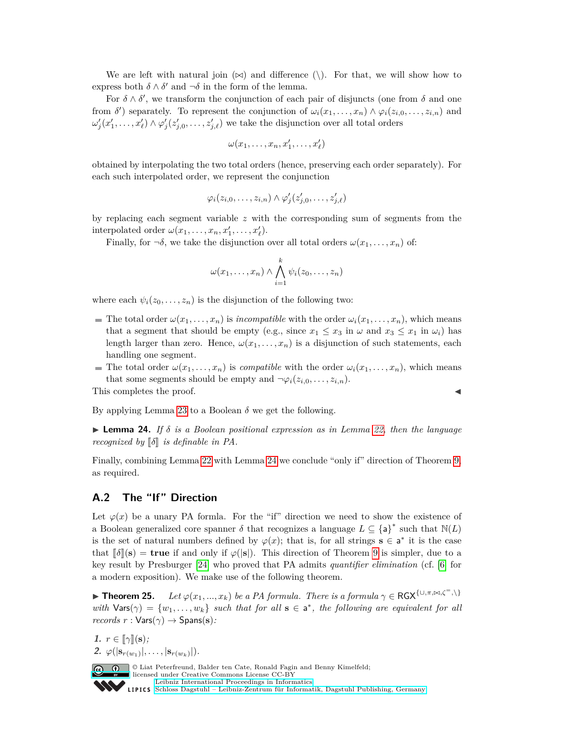We are left with natural join ($\bowtie$) and difference ($\setminus$). For that, we will show how to express both $\delta \wedge \delta'$ and $\neg\delta$ in the form of the lemma.

For $\delta \wedge \delta'$, we transform the conjunction of each pair of disjuncts (one from $\delta$ and one from $\delta'$) separately. To represent the conjunction of $\omega_i(x_1, \ldots, x_n) \wedge \varphi_i(z_{i,0}, \ldots, z_{i,n})$ and $\omega'_j(x'_1, \ldots, x'_\ell) \wedge \varphi'_j(z'_{j,0}, \ldots, z'_{j,\ell})$ we take the disjunction over all total orders

$$\omega(x_1, \ldots, x_n, x'_1, \ldots, x'_\ell)$$

obtained by interpolating the two total orders (hence, preserving each order separately). For each such interpolated order, we represent the conjunction

$$\varphi_i(z_{i,0}, \ldots, z_{i,n}) \wedge \varphi'_j(z'_{j,0}, \ldots, z'_{j,\ell})$$

by replacing each segment variable $z$ with the corresponding sum of segments from the interpolated order $\omega(x_1, \ldots, x_n, x'_1, \ldots, x'_\ell)$.

Finally, for $\neg\delta$, we take the disjunction over all total orders $\omega(x_1, \ldots, x_n)$ of:

$$\omega(x_1, \ldots, x_n) \wedge \bigwedge_{i=1}^{k} \psi_i(z_0, \ldots, z_n)$$

where each $\psi_i(z_0, \ldots, z_n)$ is the disjunction of the following two:

- The total order $\omega(x_1, \ldots, x_n)$ is *incompatible* with the order $\omega_i(x_1, \ldots, x_n)$, which means that a segment that should be empty (e.g., since $x_1 \leq x_3$ in $\omega$ and $x_3 \leq x_1$ in $\omega_i$) has length larger than zero. Hence, $\omega(x_1, \ldots, x_n)$ is a disjunction of such statements, each handling one segment.
- The total order $\omega(x_1, \ldots, x_n)$ is *compatible* with the order $\omega_i(x_1, \ldots, x_n)$, which means that some segments should be empty and $\neg\varphi_i(z_{i,0}, \ldots, z_{i,n})$.

This completes the proof. ◀

By applying Lemma 23 to a Boolean $\delta$ we get the following.

▶ **Lemma 24.** *If $\delta$ is a Boolean positional expression as in Lemma 22, then the language recognized by $[\![\delta]\!]$ is definable in PA.*

Finally, combining Lemma 22 with Lemma 24 we conclude "only if" direction of Theorem 9, as required.

## A.2 The "If" Direction

Let $\varphi(x)$ be a unary PA formla. For the "if" direction we need to show the existence of a Boolean generalized core spanner $\delta$ that recognizes a language $L \subseteq \{\mathsf{a}\}^*$ such that $\mathbb{N}(L)$ is the set of natural numbers defined by $\varphi(x)$; that is, for all strings $\mathbf{s} \in \mathsf{a}^*$ it is the case that $[\![\delta]\!](\mathbf{s}) = \mathbf{true}$ if and only if $\varphi(|\mathbf{s}|)$. This direction of Theorem 9 is simpler, due to a key result by Presburger [24] who proved that PA admits *quantifier elimination* (cf. [6] for a modern exposition). We make use of the following theorem.

▶ **Theorem 25.** *Let $\varphi(x_1, ..., x_k)$ be a PA formula. There is a formula $\gamma \in \mathsf{RGX}^{\{\cup,\pi,\bowtie,\zeta^=,\setminus\}}$ with $\mathsf{Vars}(\gamma) = \{w_1, \ldots, w_k\}$ such that for all $\mathbf{s} \in \mathsf{a}^*$, the following are equivalent for all records $r : \mathsf{Vars}(\gamma) \to \mathsf{Spans}(\mathbf{s})$:*

1. $r \in [\![\gamma]\!](\mathbf{s})$;
2. $\varphi(|\mathbf{s}_{r(w_1)}|, \ldots, |\mathbf{s}_{r(w_k)}|)$.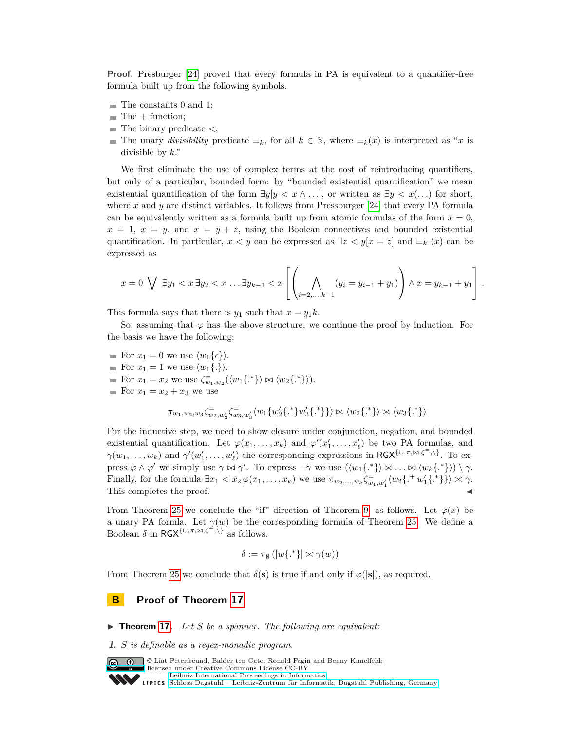**Proof.** Presburger [24] proved that every formula in PA is equivalent to a quantifier-free formula built up from the following symbols.

- The constants 0 and 1;
- The + function;
- The binary predicate <;
- The unary *divisibility* predicate $\equiv_k$, for all $k \in \mathbb{N}$, where $\equiv_k(x)$ is interpreted as "$x$ is divisible by $k$."

We first eliminate the use of complex terms at the cost of reintroducing quantifiers, but only of a particular, bounded form: by "bounded existential quantification" we mean existential quantification of the form $\exists y[y < x \wedge \ldots]$, or written as $\exists y < x(\ldots)$ for short, where $x$ and $y$ are distinct variables. It follows from Pressburger [24] that every PA formula can be equivalently written as a formula built up from atomic formulas of the form $x = 0$, $x = 1$, $x = y$, and $x = y + z$, using the Boolean connectives and bounded existential quantification. In particular, $x < y$ can be expressed as $\exists z < y[x = z]$ and $\equiv_k (x)$ can be expressed as

$$x = 0 \bigvee \exists y_1 < x\, \exists y_2 < x \ldots \exists y_{k-1} < x \left[ \left( \bigwedge_{i=2,\ldots,k-1} (y_i = y_{i-1} + y_1) \right) \wedge x = y_{k-1} + y_1 \right].$$

This formula says that there is $y_1$ such that $x = y_1 k$.

So, assuming that $\varphi$ has the above structure, we continue the proof by induction. For the basis we have the following:

- For $x_1 = 0$ we use $\langle w_1\{\epsilon\}\rangle$.
- For $x_1 = 1$ we use $\langle w_1\{.\}\rangle$.
- For $x_1 = x_2$ we use $\zeta^{=}_{w_1,w_2}(\langle w_1\{.^*\}\rangle \bowtie \langle w_2\{.^*\}\rangle)$.
- For $x_1 = x_2 + x_3$ we use

$$\pi_{w_1,w_2,w_3}\zeta^{=}_{w_2,w_2'}\zeta^{=}_{w_3,w_3'}\langle w_1\{w_2'\{.^*\}w_3'\{.^*\}\}\rangle \bowtie \langle w_2\{.^*\}\rangle \bowtie \langle w_3\{.^*\}\rangle$$

For the inductive step, we need to show closure under conjunction, negation, and bounded existential quantification. Let $\varphi(x_1, \ldots, x_k)$ and $\varphi'(x_1', \ldots, x_\ell')$ be two PA formulas, and $\gamma(w_1, \ldots, w_k)$ and $\gamma'(w_1', \ldots, w_\ell')$ the corresponding expressions in $\mathsf{RGX}^{\{\cup,\pi,\bowtie,\zeta^{=},\setminus\}}$. To express $\varphi \wedge \varphi'$ we simply use $\gamma \bowtie \gamma'$. To express $\neg\gamma$ we use $(\langle w_1\{.^*\}\rangle \bowtie \ldots \bowtie \langle w_k\{.^*\}\rangle) \setminus \gamma$. Finally, for the formula $\exists x_1 < x_2\, \varphi(x_1, \ldots, x_k)$ we use $\pi_{w_2,\ldots,w_k}\zeta^{=}_{w_1,w_1'}\langle w_2\{.^+ w_1'\{.^*\}\}\rangle \bowtie \gamma$. This completes the proof. ◀

From Theorem 25 we conclude the "if" direction of Theorem 9, as follows. Let $\varphi(x)$ be a unary PA formla. Let $\gamma(w)$ be the corresponding formula of Theorem 25. We define a Boolean $\delta$ in $\mathsf{RGX}^{\{\cup,\pi,\bowtie,\zeta^{=},\setminus\}}$ as follows.

$$\delta := \pi_\emptyset\left([w\{.^*\}] \bowtie \gamma(w)\right)$$

From Theorem 25 we conclude that $\delta(\mathbf{s})$ is true if and only if $\varphi(|\mathbf{s}|)$, as required.

# B Proof of Theorem 17

▶ **Theorem 17.** *Let $S$ be a spanner. The following are equivalent:*

***1.*** *$S$ is definable as a regex-monadic program.*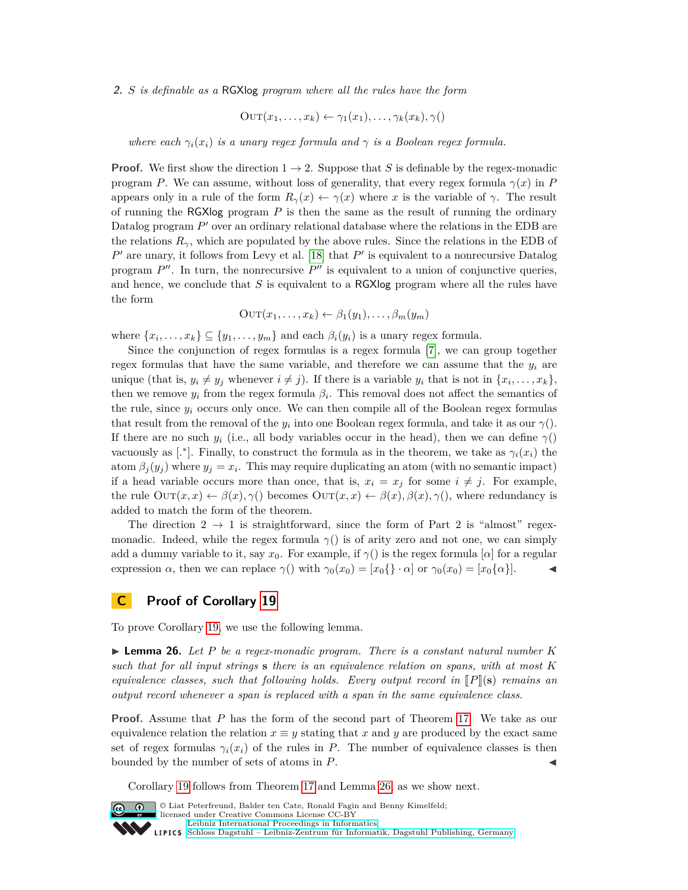*2. $S$ is definable as a* RGXlog *program where all the rules have the form*

$$\textsc{Out}(x_1, \dots, x_k) \leftarrow \gamma_1(x_1), \dots, \gamma_k(x_k), \gamma()$$

*where each $\gamma_i(x_i)$ is a unary regex formula and $\gamma$ is a Boolean regex formula.*

**Proof.** We first show the direction $1 \to 2$. Suppose that $S$ is definable by the regex-monadic program $P$. We can assume, without loss of generality, that every regex formula $\gamma(x)$ in $P$ appears only in a rule of the form $R_\gamma(x) \leftarrow \gamma(x)$ where $x$ is the variable of $\gamma$. The result of running the RGXlog program $P$ is then the same as the result of running the ordinary Datalog program $P'$ over an ordinary relational database where the relations in the EDB are the relations $R_\gamma$, which are populated by the above rules. Since the relations in the EDB of $P'$ are unary, it follows from Levy et al. [18] that $P'$ is equivalent to a nonrecursive Datalog program $P''$. In turn, the nonrecursive $P''$ is equivalent to a union of conjunctive queries, and hence, we conclude that $S$ is equivalent to a RGXlog program where all the rules have the form

$$\textsc{Out}(x_1, \dots, x_k) \leftarrow \beta_1(y_1), \dots, \beta_m(y_m)$$

where $\{x_i, \dots, x_k\} \subseteq \{y_1, \dots, y_m\}$ and each $\beta_i(y_i)$ is a unary regex formula.

Since the conjunction of regex formulas is a regex formula [7], we can group together regex formulas that have the same variable, and therefore we can assume that the $y_i$ are unique (that is, $y_i \neq y_j$ whenever $i \neq j$). If there is a variable $y_i$ that is not in $\{x_i, \dots, x_k\}$, then we remove $y_i$ from the regex formula $\beta_i$. This removal does not affect the semantics of the rule, since $y_i$ occurs only once. We can then compile all of the Boolean regex formulas that result from the removal of the $y_i$ into one Boolean regex formula, and take it as our $\gamma()$. If there are no such $y_i$ (i.e., all body variables occur in the head), then we can define $\gamma()$ vacuously as $[.^*]$. Finally, to construct the formula as in the theorem, we take as $\gamma_i(x_i)$ the atom $\beta_j(y_j)$ where $y_j = x_i$. This may require duplicating an atom (with no semantic impact) if a head variable occurs more than once, that is, $x_i = x_j$ for some $i \neq j$. For example, the rule $\textsc{Out}(x, x) \leftarrow \beta(x), \gamma()$ becomes $\textsc{Out}(x, x) \leftarrow \beta(x), \beta(x), \gamma()$, where redundancy is added to match the form of the theorem.

The direction $2 \to 1$ is straightforward, since the form of Part 2 is "almost" regex-monadic. Indeed, while the regex formula $\gamma()$ is of arity zero and not one, we can simply add a dummy variable to it, say $x_0$. For example, if $\gamma()$ is the regex formula $[\alpha]$ for a regular expression $\alpha$, then we can replace $\gamma()$ with $\gamma_0(x_0) = [x_0\{\} \cdot \alpha]$ or $\gamma_0(x_0) = [x_0\{\alpha\}]$. ◀

# C Proof of Corollary 19

To prove Corollary 19, we use the following lemma.

▶ **Lemma 26.** *Let $P$ be a regex-monadic program. There is a constant natural number $K$ such that for all input strings $\mathbf{s}$ there is an equivalence relation on spans, with at most $K$ equivalence classes, such that following holds. Every output record in $[\![P]\!](\mathbf{s})$ remains an output record whenever a span is replaced with a span in the same equivalence class.*

**Proof.** Assume that $P$ has the form of the second part of Theorem 17. We take as our equivalence relation the relation $x \equiv y$ stating that $x$ and $y$ are produced by the exact same set of regex formulas $\gamma_i(x_i)$ of the rules in $P$. The number of equivalence classes is then bounded by the number of sets of atoms in $P$. ◀

Corollary 19 follows from Theorem 17 and Lemma 26, as we show next.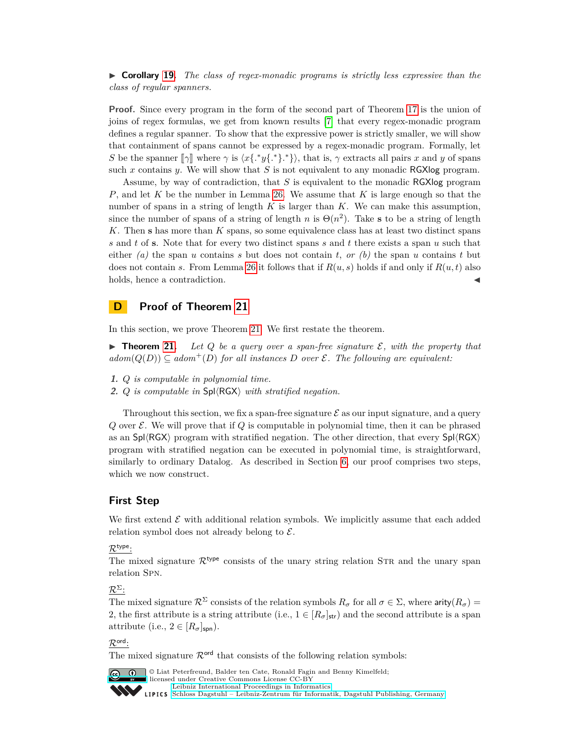▶ **Corollary 19.** *The class of regex-monadic programs is strictly less expressive than the class of regular spanners.*

**Proof.** Since every program in the form of the second part of Theorem 17 is the union of joins of regex formulas, we get from known results [7] that every regex-monadic program defines a regular spanner. To show that the expressive power is strictly smaller, we will show that containment of spans cannot be expressed by a regex-monadic program. Formally, let $S$ be the spanner $[\![\gamma]\!]$ where $\gamma$ is $\langle x\{.^*y\{.^*\}.^*\}\rangle$, that is, $\gamma$ extracts all pairs $x$ and $y$ of spans such $x$ contains $y$. We will show that $S$ is not equivalent to any monadic RGXlog program.

Assume, by way of contradiction, that $S$ is equivalent to the monadic RGXlog program $P$, and let $K$ be the number in Lemma 26. We assume that $K$ is large enough so that the number of spans in a string of length $K$ is larger than $K$. We can make this assumption, since the number of spans of a string of length $n$ is $\Theta(n^2)$. Take $\mathbf{s}$ to be a string of length $K$. Then $\mathbf{s}$ has more than $K$ spans, so some equivalence class has at least two distinct spans $s$ and $t$ of $\mathbf{s}$. Note that for every two distinct spans $s$ and $t$ there exists a span $u$ such that either *(a)* the span $u$ contains $s$ but does not contain $t$, *or (b)* the span $u$ contains $t$ but does not contain $s$. From Lemma 26 it follows that if $R(u, s)$ holds if and only if $R(u, t)$ also holds, hence a contradiction. ◀

# D Proof of Theorem 21

In this section, we prove Theorem 21. We first restate the theorem.

▶ **Theorem 21.** *Let $Q$ be a query over a span-free signature $\mathcal{E}$, with the property that $adom(Q(D)) \subseteq adom^+(D)$ for all instances $D$ over $\mathcal{E}$. The following are equivalent:*

1. *$Q$ is computable in polynomial time.*
2. *$Q$ is computable in Spl⟨RGX⟩ with stratified negation.*

Throughout this section, we fix a span-free signature $\mathcal{E}$ as our input signature, and a query $Q$ over $\mathcal{E}$. We will prove that if $Q$ is computable in polynomial time, then it can be phrased as an Spl⟨RGX⟩ program with stratified negation. The other direction, that every Spl⟨RGX⟩ program with stratified negation can be executed in polynomial time, is straightforward, similarly to ordinary Datalog. As described in Section 6, our proof comprises two steps, which we now construct.

## First Step

We first extend $\mathcal{E}$ with additional relation symbols. We implicitly assume that each added relation symbol does not already belong to $\mathcal{E}$.

$\mathcal{R}^{\mathsf{type}}$:

The mixed signature $\mathcal{R}^{\mathsf{type}}$ consists of the unary string relation STR and the unary span relation SPN.

$\mathcal{R}^{\Sigma}$:

The mixed signature $\mathcal{R}^{\Sigma}$ consists of the relation symbols $R_\sigma$ for all $\sigma \in \Sigma$, where $\mathsf{arity}(R_\sigma) = 2$, the first attribute is a string attribute (i.e., $1 \in [R_\sigma]_{\mathsf{str}}$) and the second attribute is a span attribute (i.e., $2 \in [R_\sigma]_{\mathsf{spn}}$).

$\mathcal{R}^{\mathsf{ord}}$:

The mixed signature $\mathcal{R}^{\mathsf{ord}}$ that consists of the following relation symbols: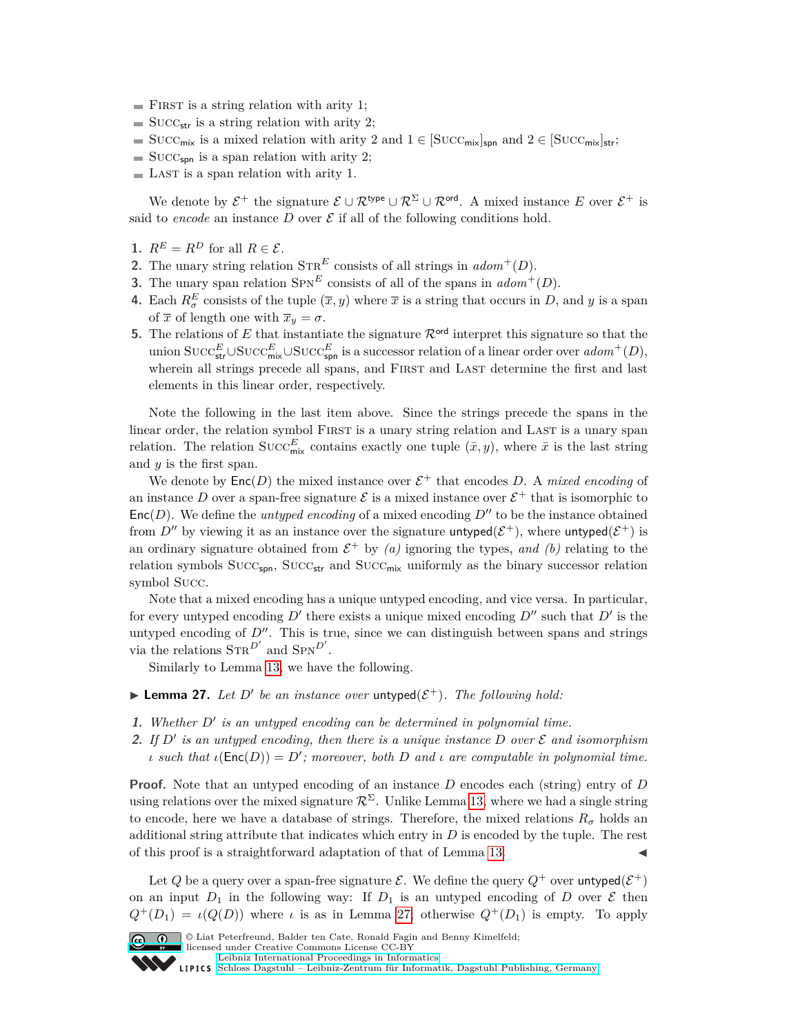- $\textsc{First}$ is a string relation with arity 1;
- $\textsc{Succ}_{\mathsf{str}}$ is a string relation with arity 2;
- $\textsc{Succ}_{\mathsf{mix}}$ is a mixed relation with arity 2 and $1 \in [\textsc{Succ}_{\mathsf{mix}}]_{\mathsf{spn}}$ and $2 \in [\textsc{Succ}_{\mathsf{mix}}]_{\mathsf{str}}$;
- $\textsc{Succ}_{\mathsf{spn}}$ is a span relation with arity 2;
- $\textsc{Last}$ is a span relation with arity 1.

We denote by $\mathcal{E}^+$ the signature $\mathcal{E} \cup \mathcal{R}^{\mathsf{type}} \cup \mathcal{R}^{\Sigma} \cup \mathcal{R}^{\mathsf{ord}}$. A mixed instance $E$ over $\mathcal{E}^+$ is said to *encode* an instance $D$ over $\mathcal{E}$ if all of the following conditions hold.

1. $R^E = R^D$ for all $R \in \mathcal{E}$.
2. The unary string relation $\textsc{Str}^E$ consists of all strings in $adom^+(D)$.
3. The unary span relation $\textsc{Spn}^E$ consists of all of the spans in $adom^+(D)$.
4. Each $R^E_\sigma$ consists of the tuple $(\overline{x}, y)$ where $\overline{x}$ is a string that occurs in $D$, and $y$ is a span of $\overline{x}$ of length one with $\overline{x}_y = \sigma$.
5. The relations of $E$ that instantiate the signature $\mathcal{R}^{\mathsf{ord}}$ interpret this signature so that the union $\textsc{Succ}^E_{\mathsf{str}} \cup \textsc{Succ}^E_{\mathsf{mix}} \cup \textsc{Succ}^E_{\mathsf{spn}}$ is a successor relation of a linear order over $adom^+(D)$, wherein all strings precede all spans, and $\textsc{First}$ and $\textsc{Last}$ determine the first and last elements in this linear order, respectively.

Note the following in the last item above. Since the strings precede the spans in the linear order, the relation symbol $\textsc{First}$ is a unary string relation and $\textsc{Last}$ is a unary span relation. The relation $\textsc{Succ}^E_{\mathsf{mix}}$ contains exactly one tuple $(\bar{x}, y)$, where $\bar{x}$ is the last string and $y$ is the first span.

We denote by $\mathsf{Enc}(D)$ the mixed instance over $\mathcal{E}^+$ that encodes $D$. A *mixed encoding* of an instance $D$ over a span-free signature $\mathcal{E}$ is a mixed instance over $\mathcal{E}^+$ that is isomorphic to $\mathsf{Enc}(D)$. We define the *untyped encoding* of a mixed encoding $D''$ to be the instance obtained from $D''$ by viewing it as an instance over the signature $\mathsf{untyped}(\mathcal{E}^+)$, where $\mathsf{untyped}(\mathcal{E}^+)$ is an ordinary signature obtained from $\mathcal{E}^+$ by *(a)* ignoring the types, *and (b)* relating to the relation symbols $\textsc{Succ}_{\mathsf{spn}}$, $\textsc{Succ}_{\mathsf{str}}$ and $\textsc{Succ}_{\mathsf{mix}}$ uniformly as the binary successor relation symbol $\textsc{Succ}$.

Note that a mixed encoding has a unique untyped encoding, and vice versa. In particular, for every untyped encoding $D'$ there exists a unique mixed encoding $D''$ such that $D'$ is the untyped encoding of $D''$. This is true, since we can distinguish between spans and strings via the relations $\textsc{Str}^{D'}$ and $\textsc{Spn}^{D'}$.

Similarly to Lemma 13, we have the following.

▶ **Lemma 27.** *Let $D'$ be an instance over $\mathsf{untyped}(\mathcal{E}^+)$. The following hold:*

1. *Whether $D'$ is an untyped encoding can be determined in polynomial time.*
2. *If $D'$ is an untyped encoding, then there is a unique instance $D$ over $\mathcal{E}$ and isomorphism $\iota$ such that $\iota(\mathsf{Enc}(D)) = D'$; moreover, both $D$ and $\iota$ are computable in polynomial time.*

**Proof.** Note that an untyped encoding of an instance $D$ encodes each (string) entry of $D$ using relations over the mixed signature $\mathcal{R}^{\Sigma}$. Unlike Lemma 13, where we had a single string to encode, here we have a database of strings. Therefore, the mixed relations $R_\sigma$ holds an additional string attribute that indicates which entry in $D$ is encoded by the tuple. The rest of this proof is a straightforward adaptation of that of Lemma 13. ◀

Let $Q$ be a query over a span-free signature $\mathcal{E}$. We define the query $Q^+$ over $\mathsf{untyped}(\mathcal{E}^+)$ on an input $D_1$ in the following way: If $D_1$ is an untyped encoding of $D$ over $\mathcal{E}$ then $Q^+(D_1) = \iota(Q(D))$ where $\iota$ is as in Lemma 27, otherwise $Q^+(D_1)$ is empty. To apply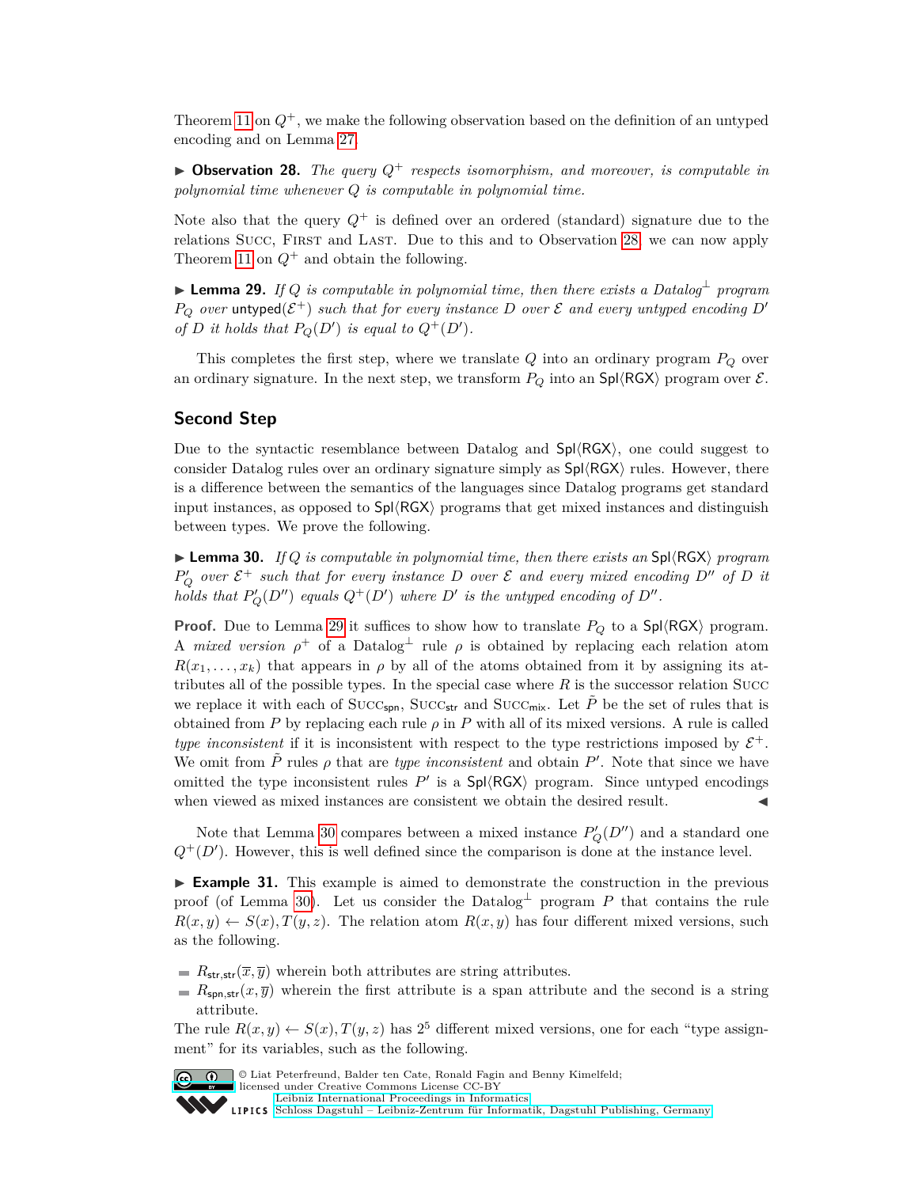Theorem 11 on $Q^+$, we make the following observation based on the definition of an untyped encoding and on Lemma 27.

▶ **Observation 28.** *The query $Q^+$ respects isomorphism, and moreover, is computable in polynomial time whenever $Q$ is computable in polynomial time.*

Note also that the query $Q^+$ is defined over an ordered (standard) signature due to the relations Succ, First and Last. Due to this and to Observation 28, we can now apply Theorem 11 on $Q^+$ and obtain the following.

▶ **Lemma 29.** *If $Q$ is computable in polynomial time, then there exists a Datalog$^\perp$ program $P_Q$ over $\mathsf{untyped}(\mathcal{E}^+)$ such that for every instance $D$ over $\mathcal{E}$ and every untyped encoding $D'$ of $D$ it holds that $P_Q(D')$ is equal to $Q^+(D')$.*

This completes the first step, where we translate $Q$ into an ordinary program $P_Q$ over an ordinary signature. In the next step, we transform $P_Q$ into an $\mathsf{Spl}\langle\mathsf{RGX}\rangle$ program over $\mathcal{E}$.

## Second Step

Due to the syntactic resemblance between Datalog and $\mathsf{Spl}\langle\mathsf{RGX}\rangle$, one could suggest to consider Datalog rules over an ordinary signature simply as $\mathsf{Spl}\langle\mathsf{RGX}\rangle$ rules. However, there is a difference between the semantics of the languages since Datalog programs get standard input instances, as opposed to $\mathsf{Spl}\langle\mathsf{RGX}\rangle$ programs that get mixed instances and distinguish between types. We prove the following.

▶ **Lemma 30.** *If $Q$ is computable in polynomial time, then there exists an $\mathsf{Spl}\langle\mathsf{RGX}\rangle$ program $P'_Q$ over $\mathcal{E}^+$ such that for every instance $D$ over $\mathcal{E}$ and every mixed encoding $D''$ of $D$ it holds that $P'_Q(D'')$ equals $Q^+(D')$ where $D'$ is the untyped encoding of $D''$.*

**Proof.** Due to Lemma 29 it suffices to show how to translate $P_Q$ to a $\mathsf{Spl}\langle\mathsf{RGX}\rangle$ program. A *mixed version* $\rho^+$ of a Datalog$^\perp$ rule $\rho$ is obtained by replacing each relation atom $R(x_1, \dots, x_k)$ that appears in $\rho$ by all of the atoms obtained from it by assigning its attributes all of the possible types. In the special case where $R$ is the successor relation Succ we replace it with each of $\textsc{Succ}_{\mathsf{spn}}$, $\textsc{Succ}_{\mathsf{str}}$ and $\textsc{Succ}_{\mathsf{mix}}$. Let $\tilde{P}$ be the set of rules that is obtained from $P$ by replacing each rule $\rho$ in $P$ with all of its mixed versions. A rule is called *type inconsistent* if it is inconsistent with respect to the type restrictions imposed by $\mathcal{E}^+$. We omit from $\tilde{P}$ rules $\rho$ that are *type inconsistent* and obtain $P'$. Note that since we have omitted the type inconsistent rules $P'$ is a $\mathsf{Spl}\langle\mathsf{RGX}\rangle$ program. Since untyped encodings when viewed as mixed instances are consistent we obtain the desired result. ◀

Note that Lemma 30 compares between a mixed instance $P'_Q(D'')$ and a standard one $Q^+(D')$. However, this is well defined since the comparison is done at the instance level.

▶ **Example 31.** This example is aimed to demonstrate the construction in the previous proof (of Lemma 30). Let us consider the Datalog$^\perp$ program $P$ that contains the rule $R(x, y) \leftarrow S(x), T(y, z)$. The relation atom $R(x, y)$ has four different mixed versions, such as the following.

- $R_{\mathsf{str},\mathsf{str}}(\overline{x}, \overline{y})$ wherein both attributes are string attributes.
- $R_{\mathsf{spn},\mathsf{str}}(x, \overline{y})$ wherein the first attribute is a span attribute and the second is a string attribute.

The rule $R(x, y) \leftarrow S(x), T(y, z)$ has $2^5$ different mixed versions, one for each "type assignment" for its variables, such as the following.

© Liat Peterfreund, Balder ten Cate, Ronald Fagin and Benny Kimelfeld; licensed under Creative Commons License CC-BY
Leibniz International Proceedings in Informatics
Schloss Dagstuhl – Leibniz-Zentrum für Informatik, Dagstuhl Publishing, Germany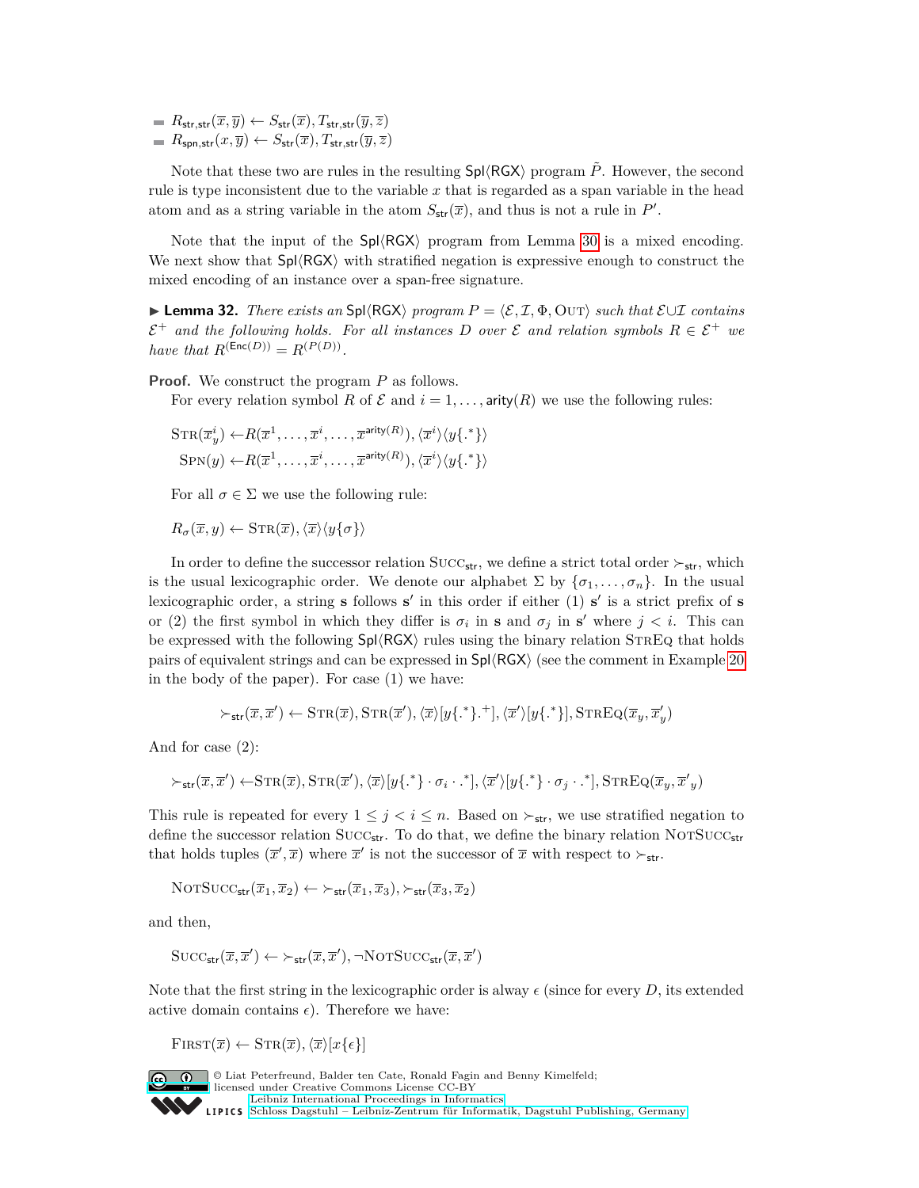- $R_{\mathsf{str},\mathsf{str}}(\overline{x}, \overline{y}) \leftarrow S_{\mathsf{str}}(\overline{x}), T_{\mathsf{str},\mathsf{str}}(\overline{y}, \overline{z})$
- $R_{\mathsf{spn},\mathsf{str}}(x, \overline{y}) \leftarrow S_{\mathsf{str}}(\overline{x}), T_{\mathsf{str},\mathsf{str}}(\overline{y}, \overline{z})$

Note that these two are rules in the resulting $\mathsf{Spl}\langle\mathsf{RGX}\rangle$ program $\tilde{P}$. However, the second rule is type inconsistent due to the variable $x$ that is regarded as a span variable in the head atom and as a string variable in the atom $S_{\mathsf{str}}(\overline{x})$, and thus is not a rule in $P'$.

Note that the input of the $\mathsf{Spl}\langle\mathsf{RGX}\rangle$ program from Lemma 30 is a mixed encoding. We next show that $\mathsf{Spl}\langle\mathsf{RGX}\rangle$ with stratified negation is expressive enough to construct the mixed encoding of an instance over a span-free signature.

▶ **Lemma 32.** *There exists an* $\mathsf{Spl}\langle\mathsf{RGX}\rangle$ *program* $P = \langle \mathcal{E}, \mathcal{I}, \Phi, \textsc{Out} \rangle$ *such that* $\mathcal{E} \cup \mathcal{I}$ *contains* $\mathcal{E}^+$ *and the following holds. For all instances* $D$ *over* $\mathcal{E}$ *and relation symbols* $R \in \mathcal{E}^+$ *we have that* $R^{(\mathsf{Enc}(D))} = R^{(P(D))}$.

**Proof.** We construct the program $P$ as follows.

For every relation symbol $R$ of $\mathcal{E}$ and $i = 1, \ldots, \mathsf{arity}(R)$ we use the following rules:

$$\textsc{Str}(\overline{x}^i_y) \leftarrow R(\overline{x}^1, \ldots, \overline{x}^i, \ldots, \overline{x}^{\mathsf{arity}(R)}), \langle \overline{x}^i \rangle \langle y\{.^*\} \rangle$$

$$\textsc{Spn}(y) \leftarrow R(\overline{x}^1, \ldots, \overline{x}^i, \ldots, \overline{x}^{\mathsf{arity}(R)}), \langle \overline{x}^i \rangle \langle y\{.^*\} \rangle$$

For all $\sigma \in \Sigma$ we use the following rule:

$$R_\sigma(\overline{x}, y) \leftarrow \textsc{Str}(\overline{x}), \langle \overline{x} \rangle \langle y\{\sigma\} \rangle$$

In order to define the successor relation $\textsc{Succ}_{\mathsf{str}}$, we define a strict total order $\succ_{\mathsf{str}}$, which is the usual lexicographic order. We denote our alphabet $\Sigma$ by $\{\sigma_1, \ldots, \sigma_n\}$. In the usual lexicographic order, a string $\mathbf{s}$ follows $\mathbf{s}'$ in this order if either (1) $\mathbf{s}'$ is a strict prefix of $\mathbf{s}$ or (2) the first symbol in which they differ is $\sigma_i$ in $\mathbf{s}$ and $\sigma_j$ in $\mathbf{s}'$ where $j < i$. This can be expressed with the following $\mathsf{Spl}\langle\mathsf{RGX}\rangle$ rules using the binary relation $\textsc{StrEq}$ that holds pairs of equivalent strings and can be expressed in $\mathsf{Spl}\langle\mathsf{RGX}\rangle$ (see the comment in Example 20 in the body of the paper). For case (1) we have:

$$\succ_{\mathsf{str}}(\overline{x}, \overline{x}') \leftarrow \textsc{Str}(\overline{x}), \textsc{Str}(\overline{x}'), \langle \overline{x} \rangle [y\{.^*\}.^+], \langle \overline{x}' \rangle [y\{.^*\}], \textsc{StrEq}(\overline{x}_y, \overline{x}'_y)$$

And for case (2):

$$\succ_{\mathsf{str}}(\overline{x}, \overline{x}') \leftarrow \textsc{Str}(\overline{x}), \textsc{Str}(\overline{x}'), \langle \overline{x} \rangle [y\{.^*\} \cdot \sigma_i \cdot .^*], \langle \overline{x}' \rangle [y\{.^*\} \cdot \sigma_j \cdot .^*], \textsc{StrEq}(\overline{x}_y, \overline{x}'_y)$$

This rule is repeated for every $1 \leq j < i \leq n$. Based on $\succ_{\mathsf{str}}$, we use stratified negation to define the successor relation $\textsc{Succ}_{\mathsf{str}}$. To do that, we define the binary relation $\textsc{NotSucc}_{\mathsf{str}}$ that holds tuples $(\overline{x}', \overline{x})$ where $\overline{x}'$ is not the successor of $\overline{x}$ with respect to $\succ_{\mathsf{str}}$.

$$\textsc{NotSucc}_{\mathsf{str}}(\overline{x}_1, \overline{x}_2) \leftarrow \succ_{\mathsf{str}}(\overline{x}_1, \overline{x}_3), \succ_{\mathsf{str}}(\overline{x}_3, \overline{x}_2)$$

and then,

$$\textsc{Succ}_{\mathsf{str}}(\overline{x}, \overline{x}') \leftarrow \succ_{\mathsf{str}}(\overline{x}, \overline{x}'), \neg\textsc{NotSucc}_{\mathsf{str}}(\overline{x}, \overline{x}')$$

Note that the first string in the lexicographic order is alway $\epsilon$ (since for every $D$, its extended active domain contains $\epsilon$). Therefore we have:

$$\textsc{First}(\overline{x}) \leftarrow \textsc{Str}(\overline{x}), \langle \overline{x} \rangle [x\{\epsilon\}]$$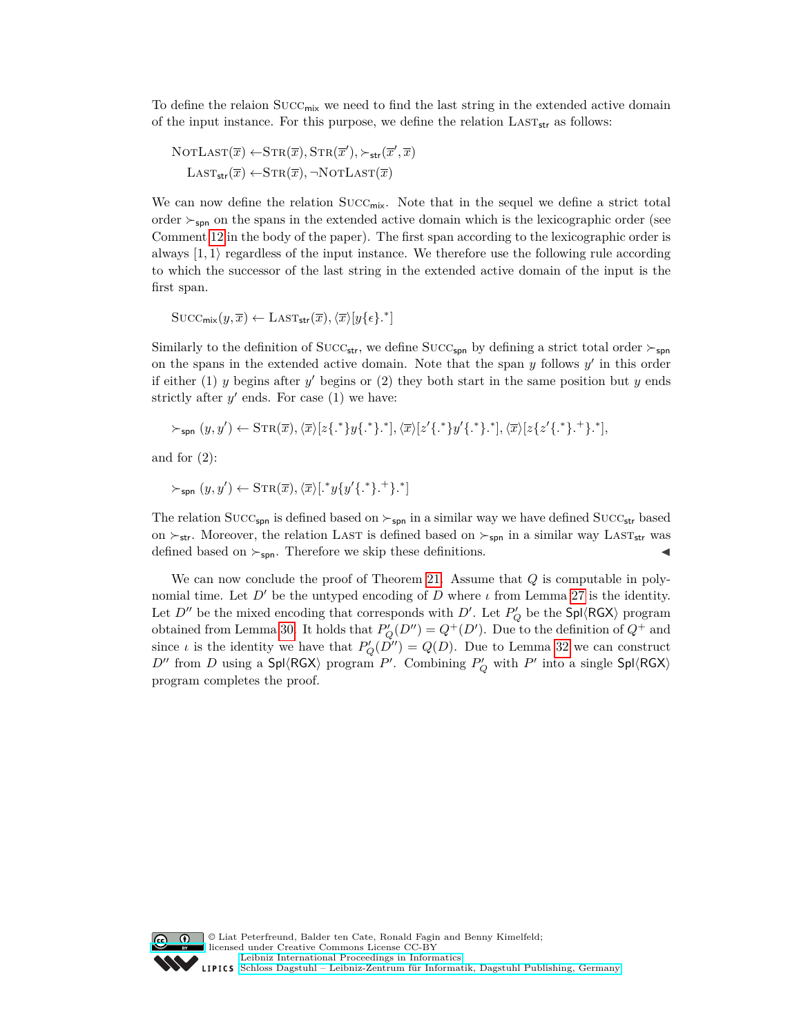To define the relaion $\textsc{Succ}_{\mathsf{mix}}$ we need to find the last string in the extended active domain of the input instance. For this purpose, we define the relation $\textsc{Last}_{\mathsf{str}}$ as follows:

$$\textsc{NotLast}(\overline{x}) \leftarrow \textsc{Str}(\overline{x}), \textsc{Str}(\overline{x}'), \succ_{\mathsf{str}}(\overline{x}', \overline{x})$$
$$\textsc{Last}_{\mathsf{str}}(\overline{x}) \leftarrow \textsc{Str}(\overline{x}), \neg\textsc{NotLast}(\overline{x})$$

We can now define the relation $\textsc{Succ}_{\mathsf{mix}}$. Note that in the sequel we define a strict total order $\succ_{\mathsf{spn}}$ on the spans in the extended active domain which is the lexicographic order (see Comment 12 in the body of the paper). The first span according to the lexicographic order is always $[1,1\rangle$ regardless of the input instance. We therefore use the following rule according to which the successor of the last string in the extended active domain of the input is the first span.

$$\textsc{Succ}_{\mathsf{mix}}(y, \overline{x}) \leftarrow \textsc{Last}_{\mathsf{str}}(\overline{x}), \langle\overline{x}\rangle[y\{\epsilon\}.^*]$$

Similarly to the definition of $\textsc{Succ}_{\mathsf{str}}$, we define $\textsc{Succ}_{\mathsf{spn}}$ by defining a strict total order $\succ_{\mathsf{spn}}$ on the spans in the extended active domain. Note that the span $y$ follows $y'$ in this order if either (1) $y$ begins after $y'$ begins or (2) they both start in the same position but $y$ ends strictly after $y'$ ends. For case (1) we have:

$$\succ_{\mathsf{spn}}(y, y') \leftarrow \textsc{Str}(\overline{x}), \langle\overline{x}\rangle[z\{.^*\}y\{.^*\}.^*], \langle\overline{x}\rangle[z'\{.^*\}y'\{.^*\}.^*], \langle\overline{x}\rangle[z\{z'\{.^*\}.^+\}.^*],$$

and for (2):

$$\succ_{\mathsf{spn}}(y, y') \leftarrow \textsc{Str}(\overline{x}), \langle\overline{x}\rangle[.^*y\{y'\{.^*\}.^+\}.^*]$$

The relation $\textsc{Succ}_{\mathsf{spn}}$ is defined based on $\succ_{\mathsf{spn}}$ in a similar way we have defined $\textsc{Succ}_{\mathsf{str}}$ based on $\succ_{\mathsf{str}}$. Moreover, the relation $\textsc{Last}$ is defined based on $\succ_{\mathsf{spn}}$ in a similar way $\textsc{Last}_{\mathsf{str}}$ was defined based on $\succ_{\mathsf{spn}}$. Therefore we skip these definitions. ◀

We can now conclude the proof of Theorem 21. Assume that $Q$ is computable in polynomial time. Let $D'$ be the untyped encoding of $D$ where $\iota$ from Lemma 27 is the identity. Let $D''$ be the mixed encoding that corresponds with $D'$. Let $P'_Q$ be the $\mathsf{Spl}\langle\mathsf{RGX}\rangle$ program obtained from Lemma 30. It holds that $P'_Q(D'') = Q^+(D')$. Due to the definition of $Q^+$ and since $\iota$ is the identity we have that $P'_Q(D'') = Q(D)$. Due to Lemma 32 we can construct $D''$ from $D$ using a $\mathsf{Spl}\langle\mathsf{RGX}\rangle$ program $P'$. Combining $P'_Q$ with $P'$ into a single $\mathsf{Spl}\langle\mathsf{RGX}\rangle$ program completes the proof.